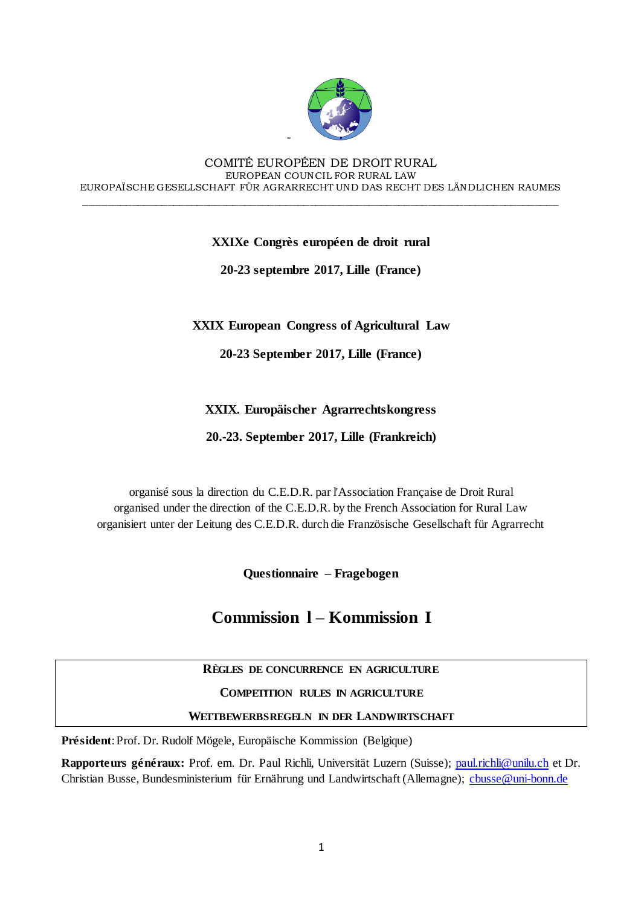COMITÉ EUROPÉEN DE DROIT RURAL
EUROPEAN COUNCIL FOR RURAL LAW
EUROPAÏSCHE GESELLSCHAFT FÜR AGRARRECHT UND DAS RECHT DES LÄNDLICHEN RAUMES

---

**XXIXe Congrès européen de droit rural**

**20-23 septembre 2017, Lille (France)**

**XXIX European Congress of Agricultural Law**

**20-23 September 2017, Lille (France)**

**XXIX. Europäischer Agrarrechtskongress**

**20.-23. September 2017, Lille (Frankreich)**

organisé sous la direction du C.E.D.R. par l'Association Française de Droit Rural
organised under the direction of the C.E.D.R. by the French Association for Rural Law
organisiert unter der Leitung des C.E.D.R. durch die Französische Gesellschaft für Agrarrecht

**Questionnaire – Fragebogen**

# Commission I – Kommission I

| RÈGLES DE CONCURRENCE EN AGRICULTURE |
| --- |
| COMPETITION RULES IN AGRICULTURE |
| WETTBEWERBSREGELN IN DER LANDWIRTSCHAFT |

**Président**: Prof. Dr. Rudolf Mögele, Europäische Kommission (Belgique)

**Rapporteurs généraux:** Prof. em. Dr. Paul Richli, Universität Luzern (Suisse); paul.richli@unilu.ch et Dr. Christian Busse, Bundesministerium für Ernährung und Landwirtschaft (Allemagne); cbusse@uni-bonn.de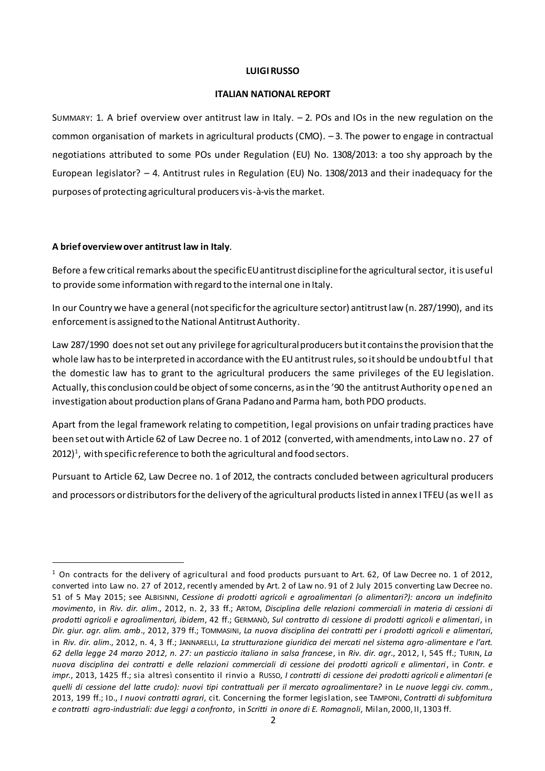**LUIGI RUSSO**

**ITALIAN NATIONAL REPORT**

SUMMARY: 1. A brief overview over antitrust law in Italy. – 2. POs and IOs in the new regulation on the common organisation of markets in agricultural products (CMO). – 3. The power to engage in contractual negotiations attributed to some POs under Regulation (EU) No. 1308/2013: a too shy approach by the European legislator? – 4. Antitrust rules in Regulation (EU) No. 1308/2013 and their inadequacy for the purposes of protecting agricultural producers vis-à-vis the market.

**A brief overview over antitrust law in Italy**.

Before a few critical remarks about the specific EU antitrust discipline for the agricultural sector, it is useful to provide some information with regard to the internal one in Italy.

In our Country we have a general (not specific for the agriculture sector) antitrust law (n. 287/1990), and its enforcement is assigned to the National Antitrust Authority.

Law 287/1990 does not set out any privilege for agricultural producers but it contains the provision that the whole law has to be interpreted in accordance with the EU antitrust rules, so it should be undoubtful that the domestic law has to grant to the agricultural producers the same privileges of the EU legislation. Actually, this conclusion could be object of some concerns, as in the '90 the antitrust Authority opened an investigation about production plans of Grana Padano and Parma ham, both PDO products.

Apart from the legal framework relating to competition, legal provisions on unfair trading practices have been set out with Article 62 of Law Decree no. 1 of 2012 (converted, with amendments, into Law no. 27 of 2012)[1], with specific reference to both the agricultural and food sectors.

Pursuant to Article 62, Law Decree no. 1 of 2012, the contracts concluded between agricultural producers and processors or distributors for the delivery of the agricultural products listed in annex I TFEU (as well as

---

[1] On contracts for the delivery of agricultural and food products pursuant to Art. 62, of Law Decree no. 1 of 2012, converted into Law no. 27 of 2012, recently amended by Art. 2 of Law no. 91 of 2 July 2015 converting Law Decree no. 51 of 5 May 2015; see ALBISINNI, *Cessione di prodotti agricoli e agroalimentari (o alimentari?): ancora un indefinito movimento*, in *Riv. dir. alim*., 2012, n. 2, 33 ff.; ARTOM, *Disciplina delle relazioni commerciali in materia di cessioni di prodotti agricoli e agroalimentari, ibidem*, 42 ff.; GERMANÒ, *Sul contratto di cessione di prodotti agricoli e alimentari*, in *Dir. giur. agr. alim. amb*., 2012, 379 ff.; TOMMASINI, *La nuova disciplina dei contratti per i prodotti agricoli e alimentari*, in *Riv. dir. alim*., 2012, n. 4, 3 ff.; JANNARELLI, *La strutturazione giuridica dei mercati nel sistema agro-alimentare e l'art. 62 della legge 24 marzo 2012, n. 27: un pasticcio italiano in salsa francese*, in *Riv. dir. agr*., 2012, I, 545 ff.; TURIN, *La nuova disciplina dei contratti e delle relazioni commerciali di cessione dei prodotti agricoli e alimentari*, in *Contr. e impr*., 2013, 1425 ff.; sia altresì consentito il rinvio a RUSSO, *I contratti di cessione dei prodotti agricoli e alimentari (e quelli di cessione del latte crudo): nuovi tipi contrattuali per il mercato agroalimentare?* in *Le nuove leggi civ. comm*., 2013, 199 ff.; ID., *I nuovi contratti agrari*, cit. Concerning the former legislation, see TAMPONI, *Contratti di subfornitura e contratti agro-industriali: due leggi a confronto*, in *Scritti in onore di E. Romagnoli*, Milan, 2000, II, 1303 ff.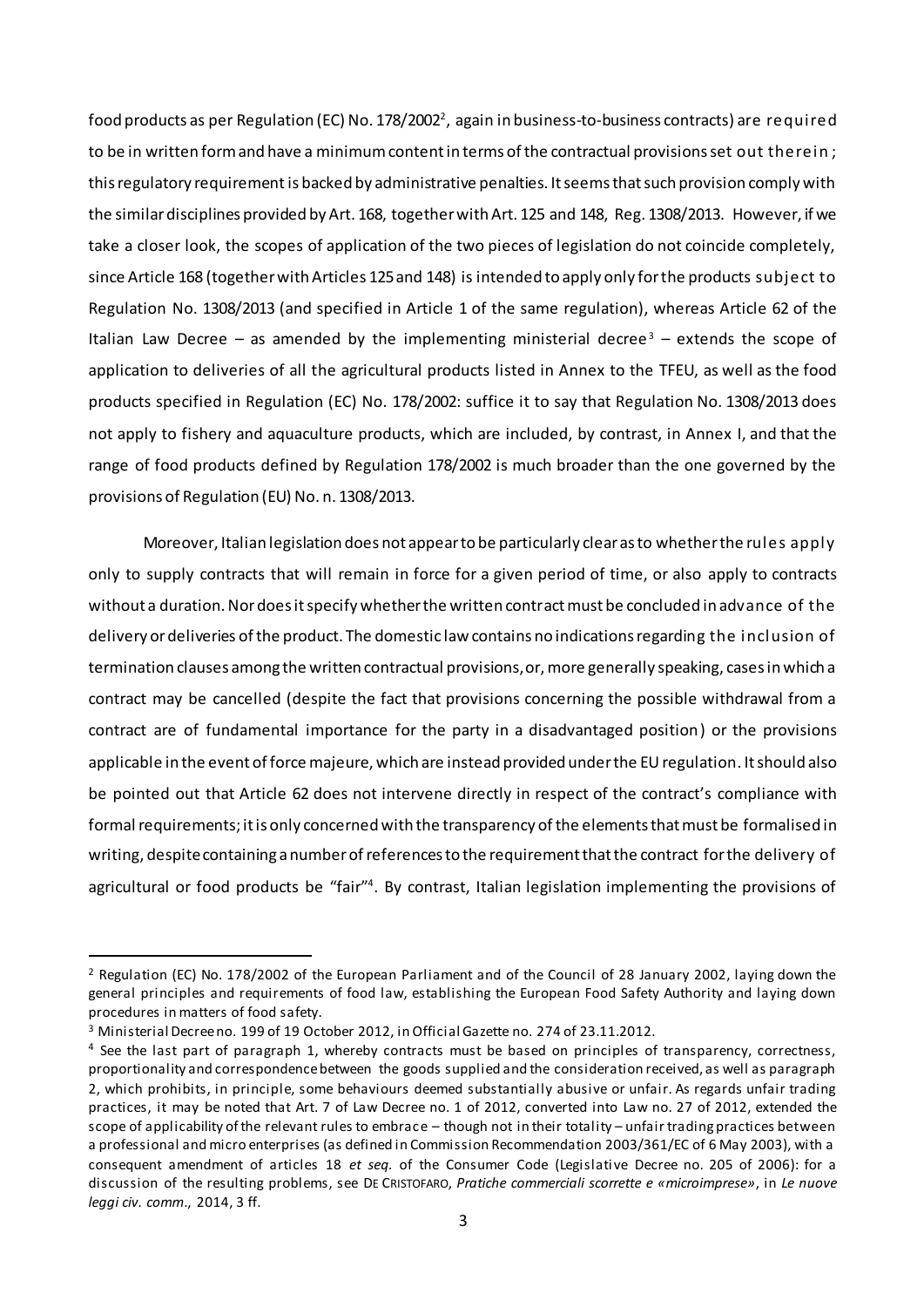food products as per Regulation (EC) No. 178/2002[2], again in business-to-business contracts) are required to be in written form and have a minimum content in terms of the contractual provisions set out therein; this regulatory requirement is backed by administrative penalties. It seems that such provision comply with the similar disciplines provided by Art. 168, together with Art. 125 and 148, Reg. 1308/2013. However, if we take a closer look, the scopes of application of the two pieces of legislation do not coincide completely, since Article 168 (together with Articles 125 and 148) is intended to apply only for the products subject to Regulation No. 1308/2013 (and specified in Article 1 of the same regulation), whereas Article 62 of the Italian Law Decree – as amended by the implementing ministerial decree[3] – extends the scope of application to deliveries of all the agricultural products listed in Annex to the TFEU, as well as the food products specified in Regulation (EC) No. 178/2002: suffice it to say that Regulation No. 1308/2013 does not apply to fishery and aquaculture products, which are included, by contrast, in Annex I, and that the range of food products defined by Regulation 178/2002 is much broader than the one governed by the provisions of Regulation (EU) No. n. 1308/2013.

Moreover, Italian legislation does not appear to be particularly clear as to whether the rules apply only to supply contracts that will remain in force for a given period of time, or also apply to contracts without a duration. Nor does it specify whether the written contract must be concluded in advance of the delivery or deliveries of the product. The domestic law contains no indications regarding the inclusion of termination clauses among the written contractual provisions, or, more generally speaking, cases in which a contract may be cancelled (despite the fact that provisions concerning the possible withdrawal from a contract are of fundamental importance for the party in a disadvantaged position) or the provisions applicable in the event of force majeure, which are instead provided under the EU regulation. It should also be pointed out that Article 62 does not intervene directly in respect of the contract's compliance with formal requirements; it is only concerned with the transparency of the elements that must be formalised in writing, despite containing a number of references to the requirement that the contract for the delivery of agricultural or food products be "fair"[4]. By contrast, Italian legislation implementing the provisions of

---

[2] Regulation (EC) No. 178/2002 of the European Parliament and of the Council of 28 January 2002, laying down the general principles and requirements of food law, establishing the European Food Safety Authority and laying down procedures in matters of food safety.

[3] Ministerial Decree no. 199 of 19 October 2012, in Official Gazette no. 274 of 23.11.2012.

[4] See the last part of paragraph 1, whereby contracts must be based on principles of transparency, correctness, proportionality and correspondence between the goods supplied and the consideration received, as well as paragraph 2, which prohibits, in principle, some behaviours deemed substantially abusive or unfair. As regards unfair trading practices, it may be noted that Art. 7 of Law Decree no. 1 of 2012, converted into Law no. 27 of 2012, extended the scope of applicability of the relevant rules to embrace – though not in their totality – unfair trading practices between a professional and micro enterprises (as defined in Commission Recommendation 2003/361/EC of 6 May 2003), with a consequent amendment of articles 18 *et seq.* of the Consumer Code (Legislative Decree no. 205 of 2006): for a discussion of the resulting problems, see DE CRISTOFARO, *Pratiche commerciali scorrette e «microimprese»*, in *Le nuove leggi civ. comm.*, 2014, 3 ff.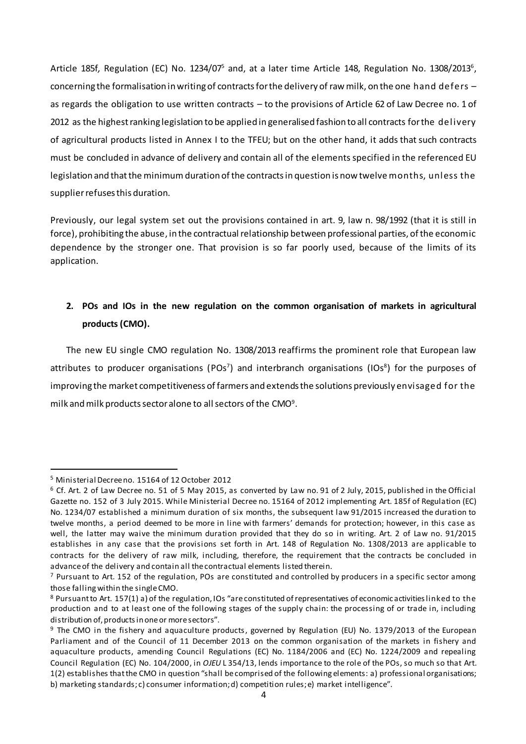Article 185f*,* Regulation (EC) No. 1234/07[5] and, at a later time Article 148, Regulation No. 1308/2013[6], concerning the formalisation in writing of contracts for the delivery of raw milk, on the one hand defers – as regards the obligation to use written contracts – to the provisions of Article 62 of Law Decree no. 1 of 2012 as the highest ranking legislation to be applied in generalised fashion to all contracts for the delivery of agricultural products listed in Annex I to the TFEU; but on the other hand, it adds that such contracts must be concluded in advance of delivery and contain all of the elements specified in the referenced EU legislation and that the minimum duration of the contracts in question is now twelve months, unless the supplier refuses this duration.

Previously, our legal system set out the provisions contained in art. 9, law n. 98/1992 (that it is still in force), prohibiting the abuse, in the contractual relationship between professional parties, of the economic dependence by the stronger one. That provision is so far poorly used, because of the limits of its application.

## 2. POs and IOs in the new regulation on the common organisation of markets in agricultural products (CMO).

The new EU single CMO regulation No. 1308/2013 reaffirms the prominent role that European law attributes to producer organisations (POs[7]) and interbranch organisations (IOs[8]) for the purposes of improving the market competitiveness of farmers and extends the solutions previously envisaged for the milk and milk products sector alone to all sectors of the CMO[9].

---

[5] Ministerial Decree no. 15164 of 12 October 2012

[6] Cf. Art. 2 of Law Decree no. 51 of 5 May 2015, as converted by Law no. 91 of 2 July, 2015, published in the Official Gazette no. 152 of 3 July 2015. While Ministerial Decree no. 15164 of 2012 implementing Art. 185f of Regulation (EC) No. 1234/07 established a minimum duration of six months, the subsequent law 91/2015 increased the duration to twelve months, a period deemed to be more in line with farmers' demands for protection; however, in this case as well, the latter may waive the minimum duration provided that they do so in writing. Art. 2 of Law no. 91/2015 establishes in any case that the provisions set forth in Art. 148 of Regulation No. 1308/2013 are applicable to contracts for the delivery of raw milk, including, therefore, the requirement that the contracts be concluded in advance of the delivery and contain all the contractual elements listed therein.

[7] Pursuant to Art. 152 of the regulation, POs are constituted and controlled by producers in a specific sector among those falling within the single CMO.

[8] Pursuant to Art. 157(1) a) of the regulation, IOs "are constituted of representatives of economic activities linked to the production and to at least one of the following stages of the supply chain: the processing of or trade in, including distribution of, products in one or more sectors".

[9] The CMO in the fishery and aquaculture products, governed by Regulation (EU) No. 1379/2013 of the European Parliament and of the Council of 11 December 2013 on the common organisation of the markets in fishery and aquaculture products, amending Council Regulations (EC) No. 1184/2006 and (EC) No. 1224/2009 and repealing Council Regulation (EC) No. 104/2000, in *OJEU* L 354/13, lends importance to the role of the POs, so much so that Art. 1(2) establishes that the CMO in question "shall be comprised of the following elements: a) professional organisations; b) marketing standards; c) consumer information; d) competition rules; e) market intelligence".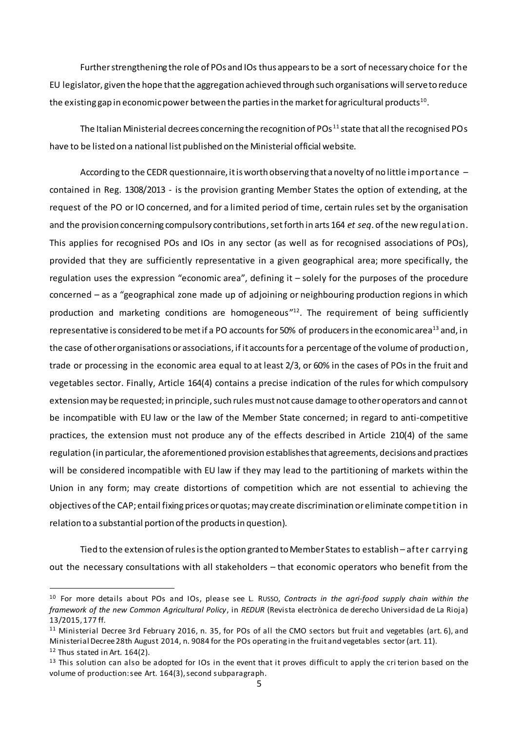Further strengthening the role of POs and IOs thus appears to be a sort of necessary choice for the EU legislator, given the hope that the aggregation achieved through such organisations will serve to reduce the existing gap in economic power between the parties in the market for agricultural products[10].

The Italian Ministerial decrees concerning the recognition of POs[11] state that all the recognised POs have to be listed on a national list published on the Ministerial official website.

According to the CEDR questionnaire, it is worth observing that a novelty of no little importance – contained in Reg. 1308/2013 - is the provision granting Member States the option of extending, at the request of the PO or IO concerned, and for a limited period of time, certain rules set by the organisation and the provision concerning compulsory contributions, set forth in arts 164 *et seq*. of the new regulation. This applies for recognised POs and IOs in any sector (as well as for recognised associations of POs), provided that they are sufficiently representative in a given geographical area; more specifically, the regulation uses the expression "economic area", defining it – solely for the purposes of the procedure concerned – as a "geographical zone made up of adjoining or neighbouring production regions in which production and marketing conditions are homogeneous"[12]. The requirement of being sufficiently representative is considered to be met if a PO accounts for 50% of producers in the economic area[13] and, in the case of other organisations or associations, if it accounts for a percentage of the volume of production, trade or processing in the economic area equal to at least 2/3, or 60% in the cases of POs in the fruit and vegetables sector. Finally, Article 164(4) contains a precise indication of the rules for which compulsory extension may be requested; in principle, such rules must not cause damage to other operators and cannot be incompatible with EU law or the law of the Member State concerned; in regard to anti-competitive practices, the extension must not produce any of the effects described in Article 210(4) of the same regulation (in particular, the aforementioned provision establishes that agreements, decisions and practices will be considered incompatible with EU law if they may lead to the partitioning of markets within the Union in any form; may create distortions of competition which are not essential to achieving the objectives of the CAP; entail fixing prices or quotas; may create discrimination or eliminate competition in relation to a substantial portion of the products in question).

Tied to the extension of rules is the option granted to Member States to establish – after carrying out the necessary consultations with all stakeholders – that economic operators who benefit from the

---

[10] For more details about POs and IOs, please see L. RUSSO, *Contracts in the agri-food supply chain within the framework of the new Common Agricultural Policy*, in *REDUR* (Revista electrònica de derecho Universidad de La Rioja) 13/2015, 177 ff.

[11] Ministerial Decree 3rd February 2016, n. 35, for POs of all the CMO sectors but fruit and vegetables (art. 6), and Ministerial Decree 28th August 2014, n. 9084 for the POs operating in the fruit and vegetables sector (art. 11).

[12] Thus stated in Art. 164(2).

[13] This solution can also be adopted for IOs in the event that it proves difficult to apply the criterion based on the volume of production: see Art. 164(3), second subparagraph.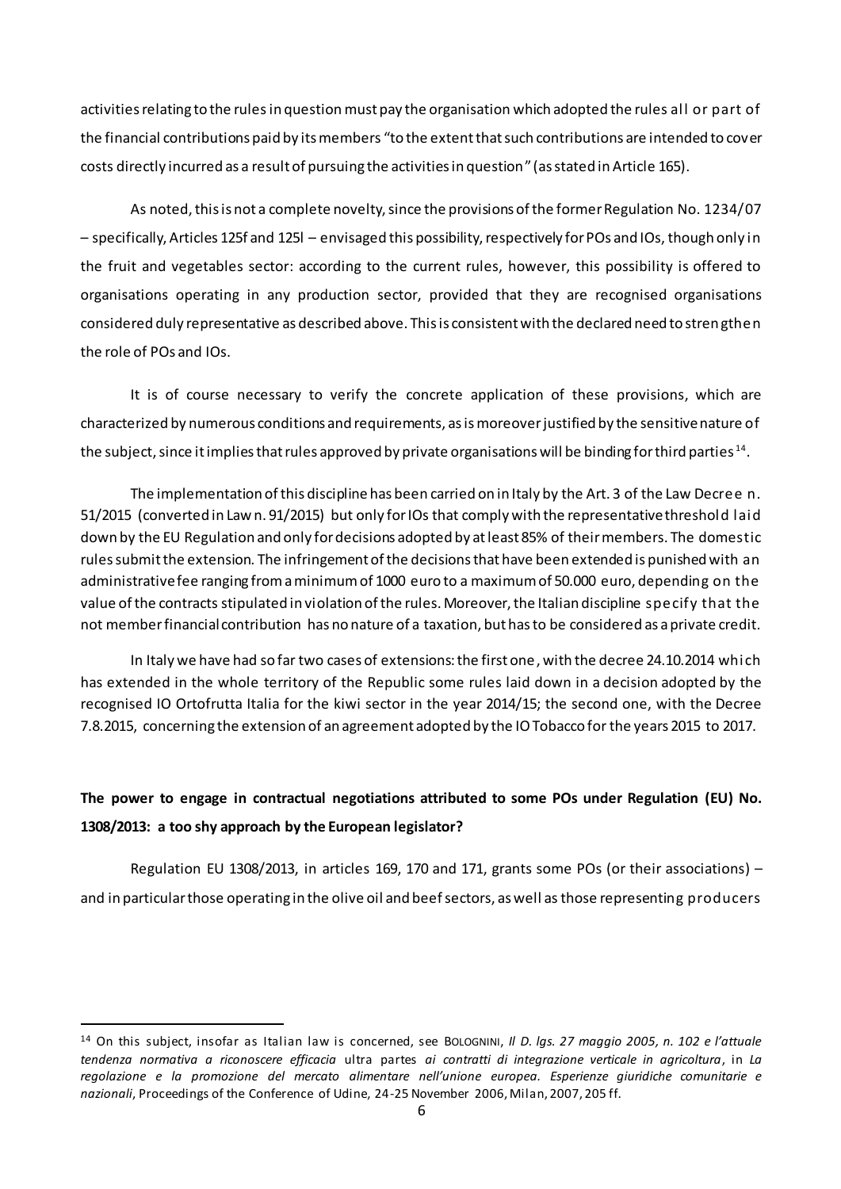activities relating to the rules in question must pay the organisation which adopted the rules all or part of the financial contributions paid by its members "to the extent that such contributions are intended to cover costs directly incurred as a result of pursuing the activities in question" (as stated in Article 165).

As noted, this is not a complete novelty, since the provisions of the former Regulation No. 1234/07 – specifically, Articles 125f and 125l – envisaged this possibility, respectively for POs and IOs, though only in the fruit and vegetables sector: according to the current rules, however, this possibility is offered to organisations operating in any production sector, provided that they are recognised organisations considered duly representative as described above. This is consistent with the declared need to strengthen the role of POs and IOs.

It is of course necessary to verify the concrete application of these provisions, which are characterized by numerous conditions and requirements, as is moreover justified by the sensitive nature of the subject, since it implies that rules approved by private organisations will be binding for third parties[14].

The implementation of this discipline has been carried on in Italy by the Art. 3 of the Law Decree n. 51/2015 (converted in Law n. 91/2015) but only for IOs that comply with the representative threshold laid down by the EU Regulation and only for decisions adopted by at least 85% of their members. The domestic rules submit the extension. The infringement of the decisions that have been extended is punished with an administrative fee ranging from a minimum of 1000 euro to a maximum of 50.000 euro, depending on the value of the contracts stipulated in violation of the rules. Moreover, the Italian discipline specify that the not member financial contribution has no nature of a taxation, but has to be considered as a private credit.

In Italy we have had so far two cases of extensions: the first one, with the decree 24.10.2014 which has extended in the whole territory of the Republic some rules laid down in a decision adopted by the recognised IO Ortofrutta Italia for the kiwi sector in the year 2014/15; the second one, with the Decree 7.8.2015, concerning the extension of an agreement adopted by the IO Tobacco for the years 2015 to 2017.

**The power to engage in contractual negotiations attributed to some POs under Regulation (EU) No. 1308/2013: a too shy approach by the European legislator?**

Regulation EU 1308/2013, in articles 169, 170 and 171, grants some POs (or their associations) – and in particular those operating in the olive oil and beef sectors, as well as those representing producers

---

[14] On this subject, insofar as Italian law is concerned, see BOLOGNINI, *Il D. lgs. 27 maggio 2005, n. 102 e l'attuale tendenza normativa a riconoscere efficacia* ultra partes *ai contratti di integrazione verticale in agricoltura*, in *La regolazione e la promozione del mercato alimentare nell'unione europea. Esperienze giuridiche comunitarie e nazionali*, Proceedings of the Conference of Udine, 24-25 November 2006, Milan, 2007, 205 ff.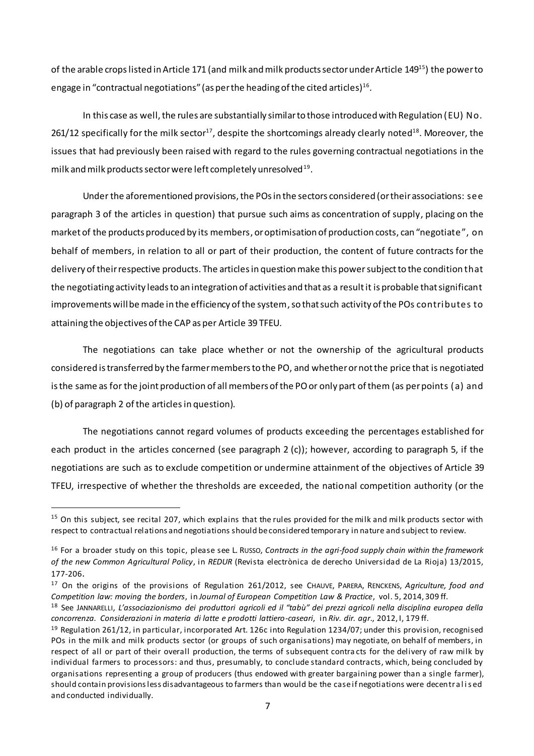of the arable crops listed in Article 171 (and milk and milk products sector under Article 149[15]) the power to engage in "contractual negotiations" (as per the heading of the cited articles)[16].

In this case as well, the rules are substantially similar to those introduced with Regulation (EU) No. 261/12 specifically for the milk sector[17], despite the shortcomings already clearly noted[18]. Moreover, the issues that had previously been raised with regard to the rules governing contractual negotiations in the milk and milk products sector were left completely unresolved[19].

Under the aforementioned provisions, the POs in the sectors considered (or their associations: see paragraph 3 of the articles in question) that pursue such aims as concentration of supply, placing on the market of the products produced by its members, or optimisation of production costs, can "negotiate", on behalf of members, in relation to all or part of their production, the content of future contracts for the delivery of their respective products. The articles in question make this power subject to the condition that the negotiating activity leads to an integration of activities and that as a result it is probable that significant improvements will be made in the efficiency of the system, so that such activity of the POs contributes to attaining the objectives of the CAP as per Article 39 TFEU.

The negotiations can take place whether or not the ownership of the agricultural products considered is transferred by the farmer members to the PO, and whether or not the price that is negotiated is the same as for the joint production of all members of the PO or only part of them (as per points (a) and (b) of paragraph 2 of the articles in question).

The negotiations cannot regard volumes of products exceeding the percentages established for each product in the articles concerned (see paragraph 2 (c)); however, according to paragraph 5, if the negotiations are such as to exclude competition or undermine attainment of the objectives of Article 39 TFEU, irrespective of whether the thresholds are exceeded, the national competition authority (or the

---

[15] On this subject, see recital 207, which explains that the rules provided for the milk and milk products sector with respect to contractual relations and negotiations should be considered temporary in nature and subject to review.

[16] For a broader study on this topic, please see L. RUSSO, *Contracts in the agri-food supply chain within the framework of the new Common Agricultural Policy*, in *REDUR* (Revista electrònica de derecho Universidad de La Rioja) 13/2015, 177-206.

[17] On the origins of the provisions of Regulation 261/2012, see CHAUVE, PARERA, RENCKENS, *Agriculture, food and Competition law: moving the borders*, in *Journal of European Competition Law & Practice*, vol. 5, 2014, 309 ff.

[18] See JANNARELLI, *L'associazionismo dei produttori agricoli ed il "tabù" dei prezzi agricoli nella disciplina europea della concorrenza. Considerazioni in materia di latte e prodotti lattiero-caseari*, in *Riv. dir. agr.*, 2012, I, 179 ff.

[19] Regulation 261/12, in particular, incorporated Art. 126c into Regulation 1234/07; under this provision, recognised POs in the milk and milk products sector (or groups of such organisations) may negotiate, on behalf of members, in respect of all or part of their overall production, the terms of subsequent contracts for the delivery of raw milk by individual farmers to processors: and thus, presumably, to conclude standard contracts, which, being concluded by organisations representing a group of producers (thus endowed with greater bargaining power than a single farmer), should contain provisions less disadvantageous to farmers than would be the case if negotiations were decentralised and conducted individually.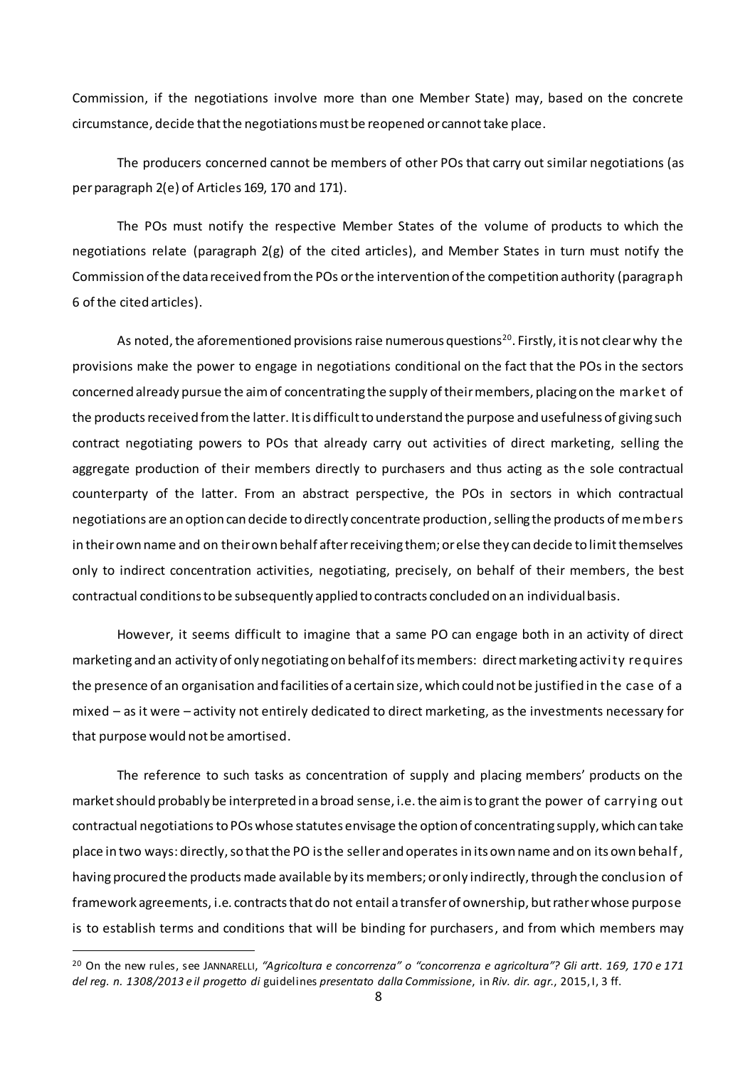Commission, if the negotiations involve more than one Member State) may, based on the concrete circumstance, decide that the negotiations must be reopened or cannot take place.

The producers concerned cannot be members of other POs that carry out similar negotiations (as per paragraph 2(e) of Articles 169, 170 and 171).

The POs must notify the respective Member States of the volume of products to which the negotiations relate (paragraph 2(g) of the cited articles), and Member States in turn must notify the Commission of the data received from the POs or the intervention of the competition authority (paragraph 6 of the cited articles).

As noted, the aforementioned provisions raise numerous questions[20]. Firstly, it is not clear why the provisions make the power to engage in negotiations conditional on the fact that the POs in the sectors concerned already pursue the aim of concentrating the supply of their members, placing on the market of the products received from the latter. It is difficult to understand the purpose and usefulness of giving such contract negotiating powers to POs that already carry out activities of direct marketing, selling the aggregate production of their members directly to purchasers and thus acting as the sole contractual counterparty of the latter. From an abstract perspective, the POs in sectors in which contractual negotiations are an option can decide to directly concentrate production, selling the products of members in their own name and on their own behalf after receiving them; or else they can decide to limit themselves only to indirect concentration activities, negotiating, precisely, on behalf of their members, the best contractual conditions to be subsequently applied to contracts concluded on an individual basis.

However, it seems difficult to imagine that a same PO can engage both in an activity of direct marketing and an activity of only negotiating on behalf of its members: direct marketing activity requires the presence of an organisation and facilities of a certain size, which could not be justified in the case of a mixed – as it were – activity not entirely dedicated to direct marketing, as the investments necessary for that purpose would not be amortised.

The reference to such tasks as concentration of supply and placing members' products on the market should probably be interpreted in a broad sense, i.e. the aim is to grant the power of carrying out contractual negotiations to POs whose statutes envisage the option of concentrating supply, which can take place in two ways: directly, so that the PO is the seller and operates in its own name and on its own behalf, having procured the products made available by its members; or only indirectly, through the conclusion of framework agreements, i.e. contracts that do not entail a transfer of ownership, but rather whose purpose is to establish terms and conditions that will be binding for purchasers, and from which members may

---

[20] On the new rules, see JANNARELLI, *"Agricoltura e concorrenza" o "concorrenza e agricoltura"? Gli artt. 169, 170 e 171 del reg. n. 1308/2013 e il progetto di* guidelines *presentato dalla Commissione*, in *Riv. dir. agr.*, 2015, I, 3 ff.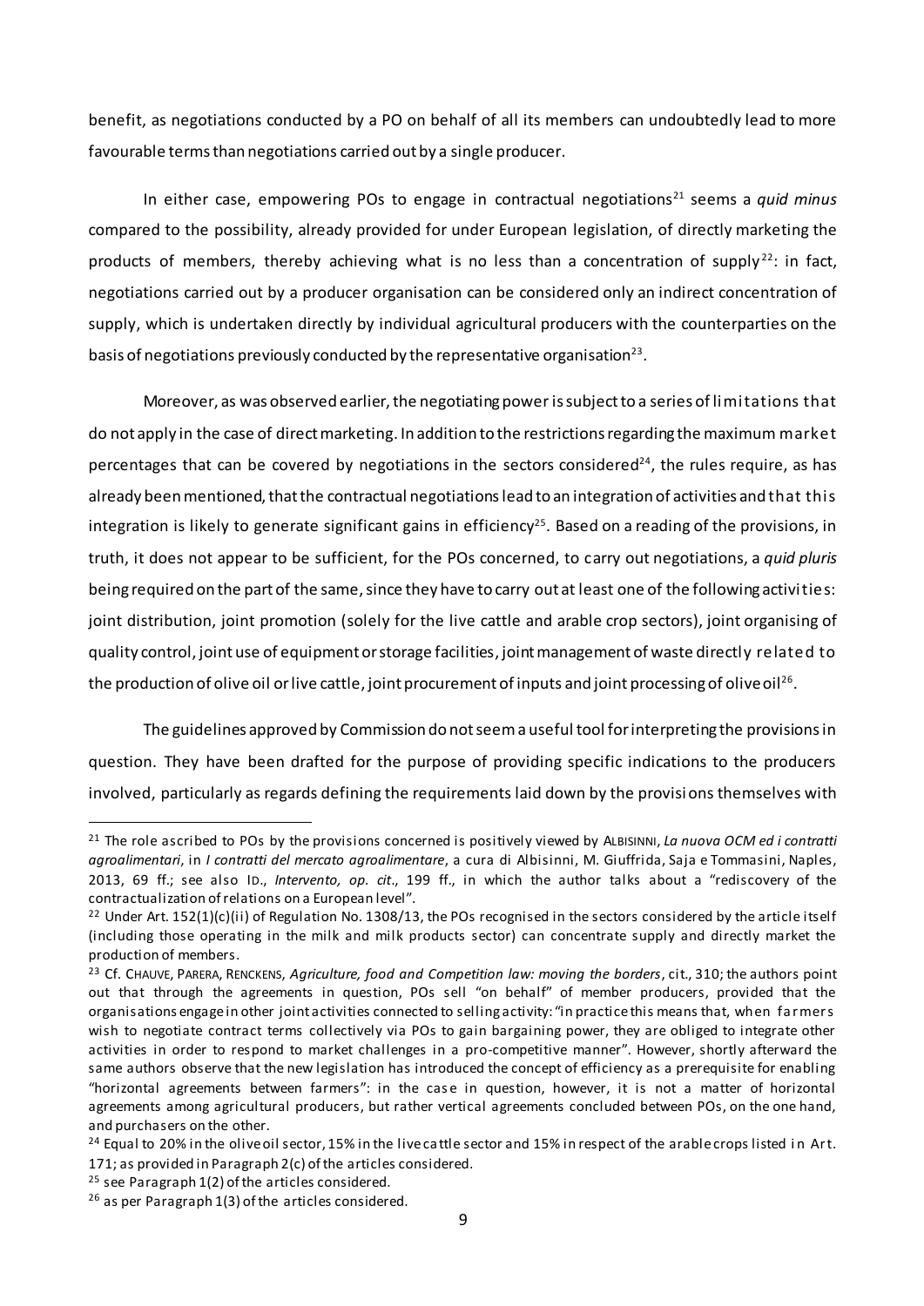benefit, as negotiations conducted by a PO on behalf of all its members can undoubtedly lead to more favourable terms than negotiations carried out by a single producer.

In either case, empowering POs to engage in contractual negotiations[21] seems a *quid minus* compared to the possibility, already provided for under European legislation, of directly marketing the products of members, thereby achieving what is no less than a concentration of supply[22]: in fact, negotiations carried out by a producer organisation can be considered only an indirect concentration of supply, which is undertaken directly by individual agricultural producers with the counterparties on the basis of negotiations previously conducted by the representative organisation[23].

Moreover, as was observed earlier, the negotiating power is subject to a series of limitations that do not apply in the case of direct marketing. In addition to the restrictions regarding the maximum market percentages that can be covered by negotiations in the sectors considered[24], the rules require, as has already been mentioned, that the contractual negotiations lead to an integration of activities and that this integration is likely to generate significant gains in efficiency[25]. Based on a reading of the provisions, in truth, it does not appear to be sufficient, for the POs concerned, to carry out negotiations, a *quid pluris* being required on the part of the same, since they have to carry out at least one of the following activities: joint distribution, joint promotion (solely for the live cattle and arable crop sectors), joint organising of quality control, joint use of equipment or storage facilities, joint management of waste directly related to the production of olive oil or live cattle, joint procurement of inputs and joint processing of olive oil[26].

The guidelines approved by Commission do not seem a useful tool for interpreting the provisions in question. They have been drafted for the purpose of providing specific indications to the producers involved, particularly as regards defining the requirements laid down by the provisions themselves with

---

[21] The role ascribed to POs by the provisions concerned is positively viewed by ALBISINNI, *La nuova OCM ed i contratti agroalimentari*, in *I contratti del mercato agroalimentare*, a cura di Albisinni, M. Giuffrida, Saja e Tommasini, Naples, 2013, 69 ff.; see also ID., *Intervento, op. cit*., 199 ff., in which the author talks about a "rediscovery of the contractualization of relations on a European level".

[22] Under Art. 152(1)(c)(ii) of Regulation No. 1308/13, the POs recognised in the sectors considered by the article itself (including those operating in the milk and milk products sector) can concentrate supply and directly market the production of members.

[23] Cf. CHAUVE, PARERA, RENCKENS, *Agriculture, food and Competition law: moving the borders*, cit., 310; the authors point out that through the agreements in question, POs sell "on behalf" of member producers, provided that the organisations engage in other joint activities connected to selling activity: "in practice this means that, when farmers wish to negotiate contract terms collectively via POs to gain bargaining power, they are obliged to integrate other activities in order to respond to market challenges in a pro-competitive manner". However, shortly afterward the same authors observe that the new legislation has introduced the concept of efficiency as a prerequisite for enabling "horizontal agreements between farmers": in the case in question, however, it is not a matter of horizontal agreements among agricultural producers, but rather vertical agreements concluded between POs, on the one hand, and purchasers on the other.

[24] Equal to 20% in the olive oil sector, 15% in the live cattle sector and 15% in respect of the arable crops listed in Art. 171; as provided in Paragraph 2(c) of the articles considered.

[25] see Paragraph 1(2) of the articles considered.

[26] as per Paragraph 1(3) of the articles considered.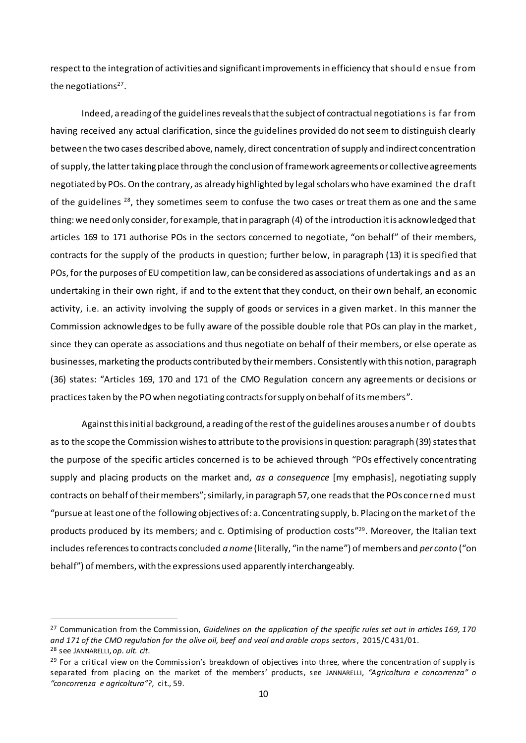respect to the integration of activities and significant improvements in efficiency that should ensue from the negotiations[27].

Indeed, a reading of the guidelines reveals that the subject of contractual negotiations is far from having received any actual clarification, since the guidelines provided do not seem to distinguish clearly between the two cases described above, namely, direct concentration of supply and indirect concentration of supply, the latter taking place through the conclusion of framework agreements or collective agreements negotiated by POs. On the contrary, as already highlighted by legal scholars who have examined the draft of the guidelines [28], they sometimes seem to confuse the two cases or treat them as one and the same thing: we need only consider, for example, that in paragraph (4) of the introduction it is acknowledged that articles 169 to 171 authorise POs in the sectors concerned to negotiate, "on behalf" of their members, contracts for the supply of the products in question; further below, in paragraph (13) it is specified that POs, for the purposes of EU competition law, can be considered as associations of undertakings and as an undertaking in their own right, if and to the extent that they conduct, on their own behalf, an economic activity, i.e. an activity involving the supply of goods or services in a given market. In this manner the Commission acknowledges to be fully aware of the possible double role that POs can play in the market, since they can operate as associations and thus negotiate on behalf of their members, or else operate as businesses, marketing the products contributed by their members. Consistently with this notion, paragraph (36) states: "Articles 169, 170 and 171 of the CMO Regulation concern any agreements or decisions or practices taken by the PO when negotiating contracts for supply on behalf of its members".

Against this initial background, a reading of the rest of the guidelines arouses a number of doubts as to the scope the Commission wishes to attribute to the provisions in question: paragraph (39) states that the purpose of the specific articles concerned is to be achieved through "POs effectively concentrating supply and placing products on the market and, *as a consequence* [my emphasis], negotiating supply contracts on behalf of their members"; similarly, in paragraph 57, one reads that the POs concerned must "pursue at least one of the following objectives of: a. Concentrating supply, b. Placing on the market of the products produced by its members; and c. Optimising of production costs"[29]. Moreover, the Italian text includes references to contracts concluded *a nome* (literally, "in the name") of members and *per conto* ("on behalf") of members, with the expressions used apparently interchangeably.

---

[27] Communication from the Commission, *Guidelines on the application of the specific rules set out in articles 169, 170 and 171 of the CMO regulation for the olive oil, beef and veal and arable crops sectors*, 2015/C 431/01.

[28] see JANNARELLI, *op. ult. cit*.

[29] For a critical view on the Commission's breakdown of objectives into three, where the concentration of supply is separated from placing on the market of the members' products, see JANNARELLI, *"Agricoltura e concorrenza" o "concorrenza e agricoltura"?*, cit., 59.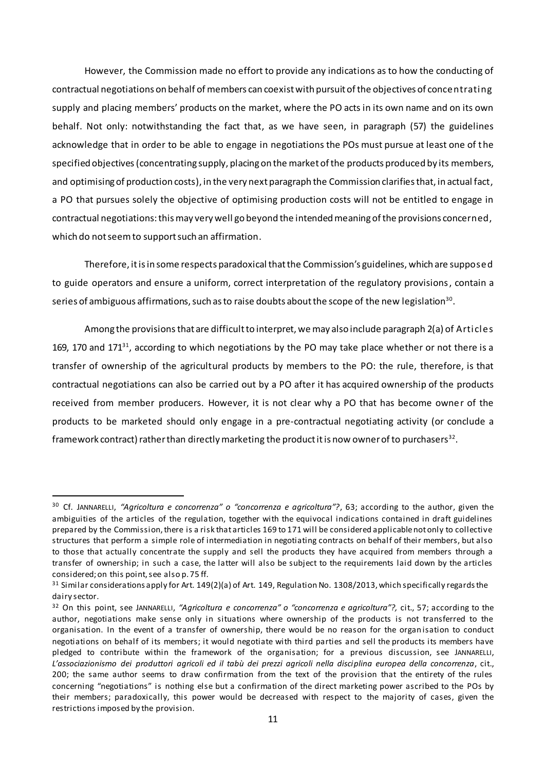However, the Commission made no effort to provide any indications as to how the conducting of contractual negotiations on behalf of members can coexist with pursuit of the objectives of concentrating supply and placing members' products on the market, where the PO acts in its own name and on its own behalf. Not only: notwithstanding the fact that, as we have seen, in paragraph (57) the guidelines acknowledge that in order to be able to engage in negotiations the POs must pursue at least one of the specified objectives (concentrating supply, placing on the market of the products produced by its members, and optimising of production costs), in the very next paragraph the Commission clarifies that, in actual fact, a PO that pursues solely the objective of optimising production costs will not be entitled to engage in contractual negotiations: this may very well go beyond the intended meaning of the provisions concerned, which do not seem to support such an affirmation.

Therefore, it is in some respects paradoxical that the Commission's guidelines, which are supposed to guide operators and ensure a uniform, correct interpretation of the regulatory provisions, contain a series of ambiguous affirmations, such as to raise doubts about the scope of the new legislation[30].

Among the provisions that are difficult to interpret, we may also include paragraph 2(a) of Articles 169, 170 and 171[31], according to which negotiations by the PO may take place whether or not there is a transfer of ownership of the agricultural products by members to the PO: the rule, therefore, is that contractual negotiations can also be carried out by a PO after it has acquired ownership of the products received from member producers. However, it is not clear why a PO that has become owner of the products to be marketed should only engage in a pre-contractual negotiating activity (or conclude a framework contract) rather than directly marketing the product it is now owner of to purchasers[32].

---

[30] Cf. JANNARELLI, *"Agricoltura e concorrenza" o "concorrenza e agricoltura"?*, 63; according to the author, given the ambiguities of the articles of the regulation, together with the equivocal indications contained in draft guidelines prepared by the Commission, there is a risk that articles 169 to 171 will be considered applicable not only to collective structures that perform a simple role of intermediation in negotiating contracts on behalf of their members, but also to those that actually concentrate the supply and sell the products they have acquired from members through a transfer of ownership; in such a case, the latter will also be subject to the requirements laid down by the articles considered; on this point, see also p. 75 ff.

[31] Similar considerations apply for Art. 149(2)(a) of Art. 149, Regulation No. 1308/2013, which specifically regards the dairy sector.

[32] On this point, see JANNARELLI, *"Agricoltura e concorrenza" o "concorrenza e agricoltura"?,* cit., 57; according to the author, negotiations make sense only in situations where ownership of the products is not transferred to the organisation. In the event of a transfer of ownership, there would be no reason for the organisation to conduct negotiations on behalf of its members; it would negotiate with third parties and sell the products its members have pledged to contribute within the framework of the organisation; for a previous discussion, see JANNARELLI, *L'associazionismo dei produttori agricoli ed il tabù dei prezzi agricoli nella disciplina europea della concorrenza*, cit., 200; the same author seems to draw confirmation from the text of the provision that the entirety of the rules concerning "negotiations" is nothing else but a confirmation of the direct marketing power ascribed to the POs by their members; paradoxically, this power would be decreased with respect to the majority of cases, given the restrictions imposed by the provision.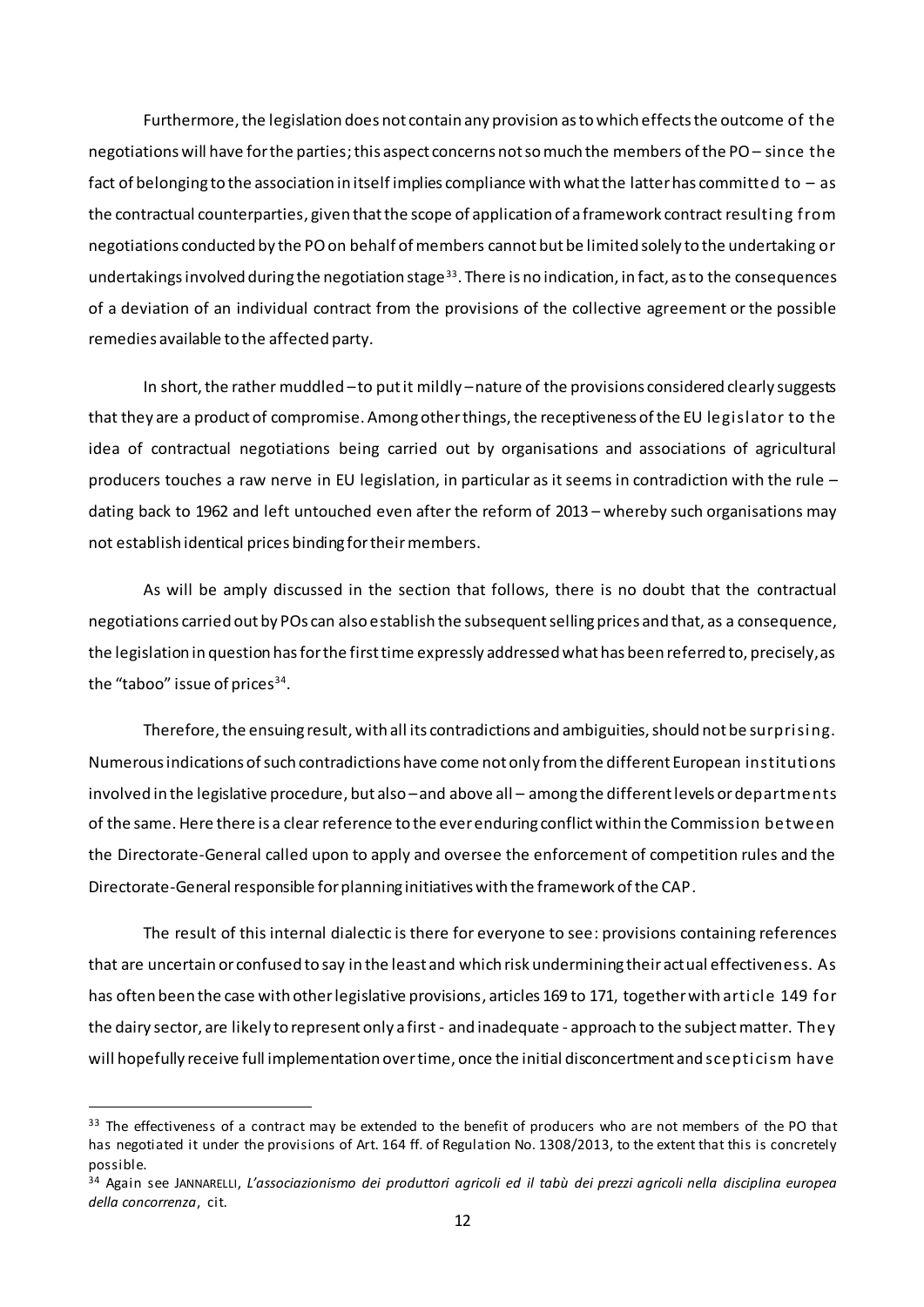Furthermore, the legislation does not contain any provision as to which effects the outcome of the negotiations will have for the parties; this aspect concerns not so much the members of the PO – since the fact of belonging to the association in itself implies compliance with what the latter has committed to – as the contractual counterparties, given that the scope of application of a framework contract resulting from negotiations conducted by the PO on behalf of members cannot but be limited solely to the undertaking or undertakings involved during the negotiation stage[33]. There is no indication, in fact, as to the consequences of a deviation of an individual contract from the provisions of the collective agreement or the possible remedies available to the affected party.

In short, the rather muddled – to put it mildly – nature of the provisions considered clearly suggests that they are a product of compromise. Among other things, the receptiveness of the EU legislator to the idea of contractual negotiations being carried out by organisations and associations of agricultural producers touches a raw nerve in EU legislation, in particular as it seems in contradiction with the rule – dating back to 1962 and left untouched even after the reform of 2013 – whereby such organisations may not establish identical prices binding for their members.

As will be amply discussed in the section that follows, there is no doubt that the contractual negotiations carried out by POs can also establish the subsequent selling prices and that, as a consequence, the legislation in question has for the first time expressly addressed what has been referred to, precisely, as the "taboo" issue of prices[34].

Therefore, the ensuing result, with all its contradictions and ambiguities, should not be surprising. Numerous indications of such contradictions have come not only from the different European institutions involved in the legislative procedure, but also – and above all – among the different levels or departments of the same. Here there is a clear reference to the ever enduring conflict within the Commission between the Directorate-General called upon to apply and oversee the enforcement of competition rules and the Directorate-General responsible for planning initiatives with the framework of the CAP.

The result of this internal dialectic is there for everyone to see: provisions containing references that are uncertain or confused to say in the least and which risk undermining their actual effectiveness. As has often been the case with other legislative provisions, articles 169 to 171, together with article 149 for the dairy sector, are likely to represent only a first - and inadequate - approach to the subject matter. They will hopefully receive full implementation over time, once the initial disconcertment and scepticism have

---

[33] The effectiveness of a contract may be extended to the benefit of producers who are not members of the PO that has negotiated it under the provisions of Art. 164 ff. of Regulation No. 1308/2013, to the extent that this is concretely possible.

[34] Again see JANNARELLI, *L'associazionismo dei produttori agricoli ed il tabù dei prezzi agricoli nella disciplina europea della concorrenza*, cit.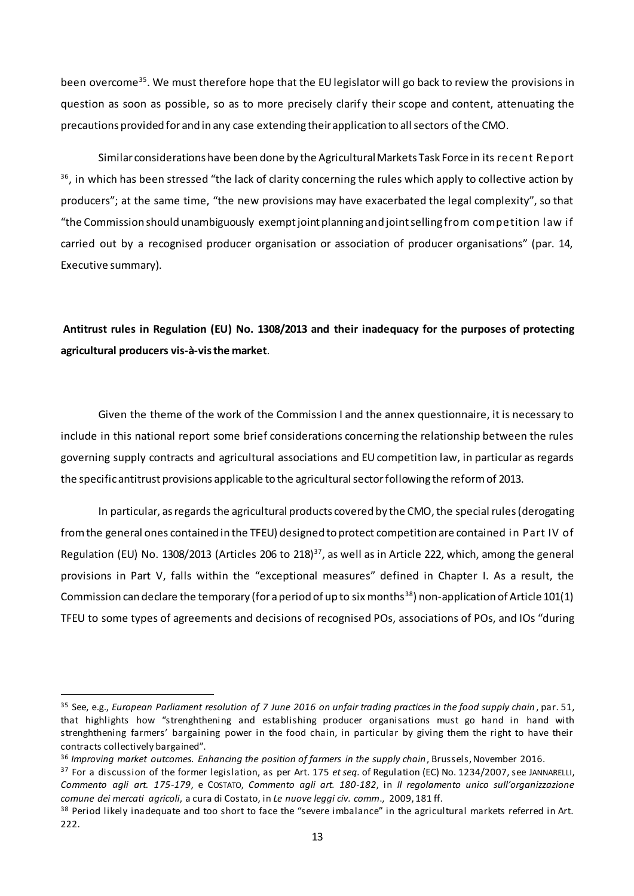been overcome[35]. We must therefore hope that the EU legislator will go back to review the provisions in question as soon as possible, so as to more precisely clarify their scope and content, attenuating the precautions provided for and in any case extending their application to all sectors of the CMO.

Similar considerations have been done by the Agricultural Markets Task Force in its recent Report [36], in which has been stressed "the lack of clarity concerning the rules which apply to collective action by producers"; at the same time, "the new provisions may have exacerbated the legal complexity", so that "the Commission should unambiguously exempt joint planning and joint selling from competition law if carried out by a recognised producer organisation or association of producer organisations" (par. 14, Executive summary).

**Antitrust rules in Regulation (EU) No. 1308/2013 and their inadequacy for the purposes of protecting agricultural producers vis-à-vis the market**.

Given the theme of the work of the Commission I and the annex questionnaire, it is necessary to include in this national report some brief considerations concerning the relationship between the rules governing supply contracts and agricultural associations and EU competition law, in particular as regards the specific antitrust provisions applicable to the agricultural sector following the reform of 2013.

In particular, as regards the agricultural products covered by the CMO, the special rules (derogating from the general ones contained in the TFEU) designed to protect competition are contained in Part IV of Regulation (EU) No. 1308/2013 (Articles 206 to 218)[37], as well as in Article 222, which, among the general provisions in Part V, falls within the "exceptional measures" defined in Chapter I. As a result, the Commission can declare the temporary (for a period of up to six months[38]) non-application of Article 101(1) TFEU to some types of agreements and decisions of recognised POs, associations of POs, and IOs "during

---

[35] See, e.g., *European Parliament resolution of 7 June 2016 on unfair trading practices in the food supply chain*, par. 51, that highlights how "strenghthening and establishing producer organisations must go hand in hand with strenghthening farmers' bargaining power in the food chain, in particular by giving them the right to have their contracts collectively bargained".

[36] *Improving market outcomes. Enhancing the position of farmers in the supply chain*, Brussels, November 2016.

[37] For a discussion of the former legislation, as per Art. 175 *et seq.* of Regulation (EC) No. 1234/2007, see JANNARELLI, *Commento agli art. 175-179*, e COSTATO, *Commento agli art. 180-182*, in *Il regolamento unico sull'organizzazione comune dei mercati agricoli*, a cura di Costato, in *Le nuove leggi civ. comm*., 2009, 181 ff.

[38] Period likely inadequate and too short to face the "severe imbalance" in the agricultural markets referred in Art. 222.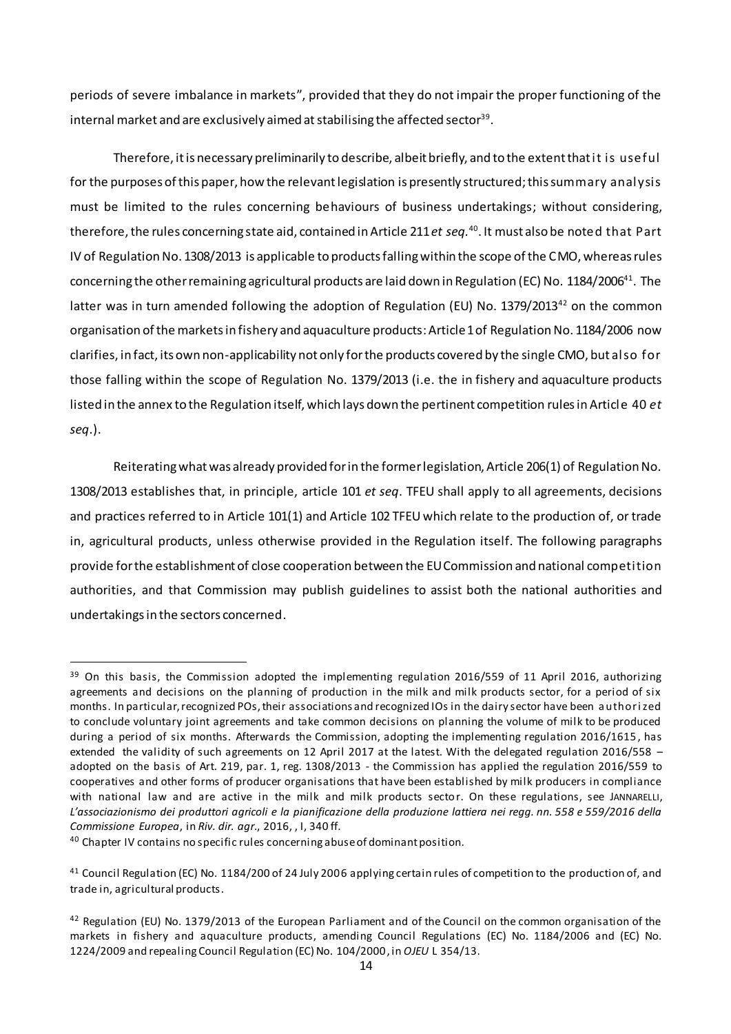periods of severe imbalance in markets", provided that they do not impair the proper functioning of the internal market and are exclusively aimed at stabilising the affected sector[39].

Therefore, it is necessary preliminarily to describe, albeit briefly, and to the extent that it is useful for the purposes of this paper, how the relevant legislation is presently structured; this summary analysis must be limited to the rules concerning behaviours of business undertakings; without considering, therefore, the rules concerning state aid, contained in Article 211 *et seq.*[40]. It must also be noted that Part IV of Regulation No. 1308/2013 is applicable to products falling within the scope of the CMO, whereas rules concerning the other remaining agricultural products are laid down in Regulation (EC) No. 1184/2006[41]. The latter was in turn amended following the adoption of Regulation (EU) No. 1379/2013[42] on the common organisation of the markets in fishery and aquaculture products: Article 1 of Regulation No. 1184/2006 now clarifies, in fact, its own non-applicability not only for the products covered by the single CMO, but also for those falling within the scope of Regulation No. 1379/2013 (i.e. the in fishery and aquaculture products listed in the annex to the Regulation itself, which lays down the pertinent competition rules in Article 40 *et seq*.).

Reiterating what was already provided for in the former legislation, Article 206(1) of Regulation No. 1308/2013 establishes that, in principle, article 101 *et seq*. TFEU shall apply to all agreements, decisions and practices referred to in Article 101(1) and Article 102 TFEU which relate to the production of, or trade in, agricultural products, unless otherwise provided in the Regulation itself. The following paragraphs provide for the establishment of close cooperation between the EU Commission and national competition authorities, and that Commission may publish guidelines to assist both the national authorities and undertakings in the sectors concerned.

---

[39] On this basis, the Commission adopted the implementing regulation 2016/559 of 11 April 2016, authorizing agreements and decisions on the planning of production in the milk and milk products sector, for a period of six months. In particular, recognized POs, their associations and recognized IOs in the dairy sector have been authorized to conclude voluntary joint agreements and take common decisions on planning the volume of milk to be produced during a period of six months. Afterwards the Commission, adopting the implementing regulation 2016/1615, has extended the validity of such agreements on 12 April 2017 at the latest. With the delegated regulation 2016/558 – adopted on the basis of Art. 219, par. 1, reg. 1308/2013 - the Commission has applied the regulation 2016/559 to cooperatives and other forms of producer organisations that have been established by milk producers in compliance with national law and are active in the milk and milk products sector. On these regulations, see JANNARELLI, *L'associazionismo dei produttori agricoli e la pianificazione della produzione lattiera nei regg. nn. 558 e 559/2016 della Commissione Europea*, in *Riv. dir. agr.*, 2016, , I, 340 ff.

[40] Chapter IV contains no specific rules concerning abuse of dominant position.

[41] Council Regulation (EC) No. 1184/200 of 24 July 2006 applying certain rules of competition to the production of, and trade in, agricultural products.

[42] Regulation (EU) No. 1379/2013 of the European Parliament and of the Council on the common organisation of the markets in fishery and aquaculture products, amending Council Regulations (EC) No. 1184/2006 and (EC) No. 1224/2009 and repealing Council Regulation (EC) No. 104/2000, in *OJEU* L 354/13.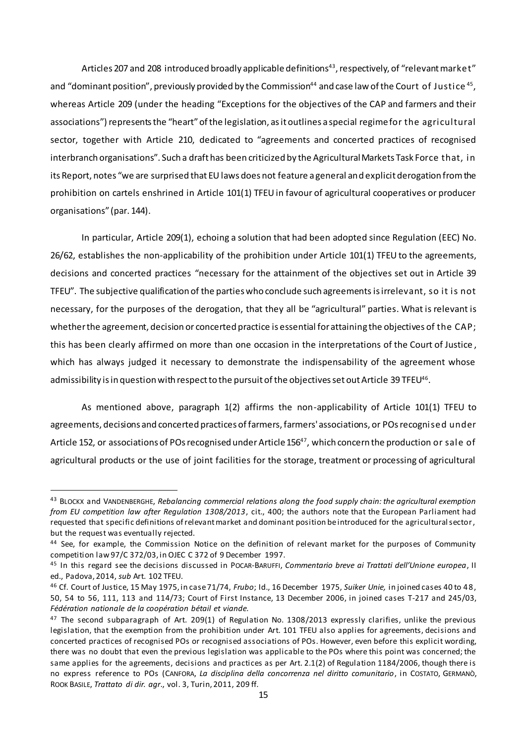Articles 207 and 208 introduced broadly applicable definitions[43], respectively, of "relevant market" and "dominant position", previously provided by the Commission[44] and case law of the Court of Justice[45], whereas Article 209 (under the heading "Exceptions for the objectives of the CAP and farmers and their associations") represents the "heart" of the legislation, as it outlines a special regime for the agricultural sector, together with Article 210, dedicated to "agreements and concerted practices of recognised interbranch organisations". Such a draft has been criticized by the Agricultural Markets Task Force that, in its Report, notes "we are surprised that EU laws does not feature a general and explicit derogation from the prohibition on cartels enshrined in Article 101(1) TFEU in favour of agricultural cooperatives or producer organisations" (par. 144).

In particular, Article 209(1), echoing a solution that had been adopted since Regulation (EEC) No. 26/62, establishes the non-applicability of the prohibition under Article 101(1) TFEU to the agreements, decisions and concerted practices "necessary for the attainment of the objectives set out in Article 39 TFEU". The subjective qualification of the parties who conclude such agreements is irrelevant, so it is not necessary, for the purposes of the derogation, that they all be "agricultural" parties. What is relevant is whether the agreement, decision or concerted practice is essential for attaining the objectives of the CAP; this has been clearly affirmed on more than one occasion in the interpretations of the Court of Justice, which has always judged it necessary to demonstrate the indispensability of the agreement whose admissibility is in question with respect to the pursuit of the objectives set out Article 39 TFEU[46].

As mentioned above, paragraph 1(2) affirms the non-applicability of Article 101(1) TFEU to agreements, decisions and concerted practices of farmers, farmers' associations, or POs recognised under Article 152, or associations of POs recognised under Article 156[47], which concern the production or sale of agricultural products or the use of joint facilities for the storage, treatment or processing of agricultural

---

[43] BLOCKX and VANDENBERGHE, *Rebalancing commercial relations along the food supply chain: the agricultural exemption from EU competition law after Regulation 1308/2013*, cit., 400; the authors note that the European Parliament had requested that specific definitions of relevant market and dominant position be introduced for the agricultural sector, but the request was eventually rejected.

[44] See, for example, the Commission Notice on the definition of relevant market for the purposes of Community competition law 97/C 372/03, in OJEC C 372 of 9 December 1997.

[45] In this regard see the decisions discussed in POCAR-BARUFFI, *Commentario breve ai Trattati dell'Unione europea*, II ed., Padova, 2014, *sub* Art. 102 TFEU.

[46] Cf. Court of Justice, 15 May 1975, in case 71/74, *Frubo*; Id., 16 December 1975, *Suiker Unie,* in joined cases 40 to 48, 50, 54 to 56, 111, 113 and 114/73; Court of First Instance, 13 December 2006, in joined cases T-217 and 245/03, *Fédération nationale de la coopération bétail et viande.*

[47] The second subparagraph of Art. 209(1) of Regulation No. 1308/2013 expressly clarifies, unlike the previous legislation, that the exemption from the prohibition under Art. 101 TFEU also applies for agreements, decisions and concerted practices of recognised POs or recognised associations of POs. However, even before this explicit wording, there was no doubt that even the previous legislation was applicable to the POs where this point was concerned; the same applies for the agreements, decisions and practices as per Art. 2.1(2) of Regulation 1184/2006, though there is no express reference to POs (CANFORA, *La disciplina della concorrenza nel diritto comunitario*, in COSTATO, GERMANÒ, ROOK BASILE, *Trattato di dir. agr.*, vol. 3, Turin, 2011, 209 ff.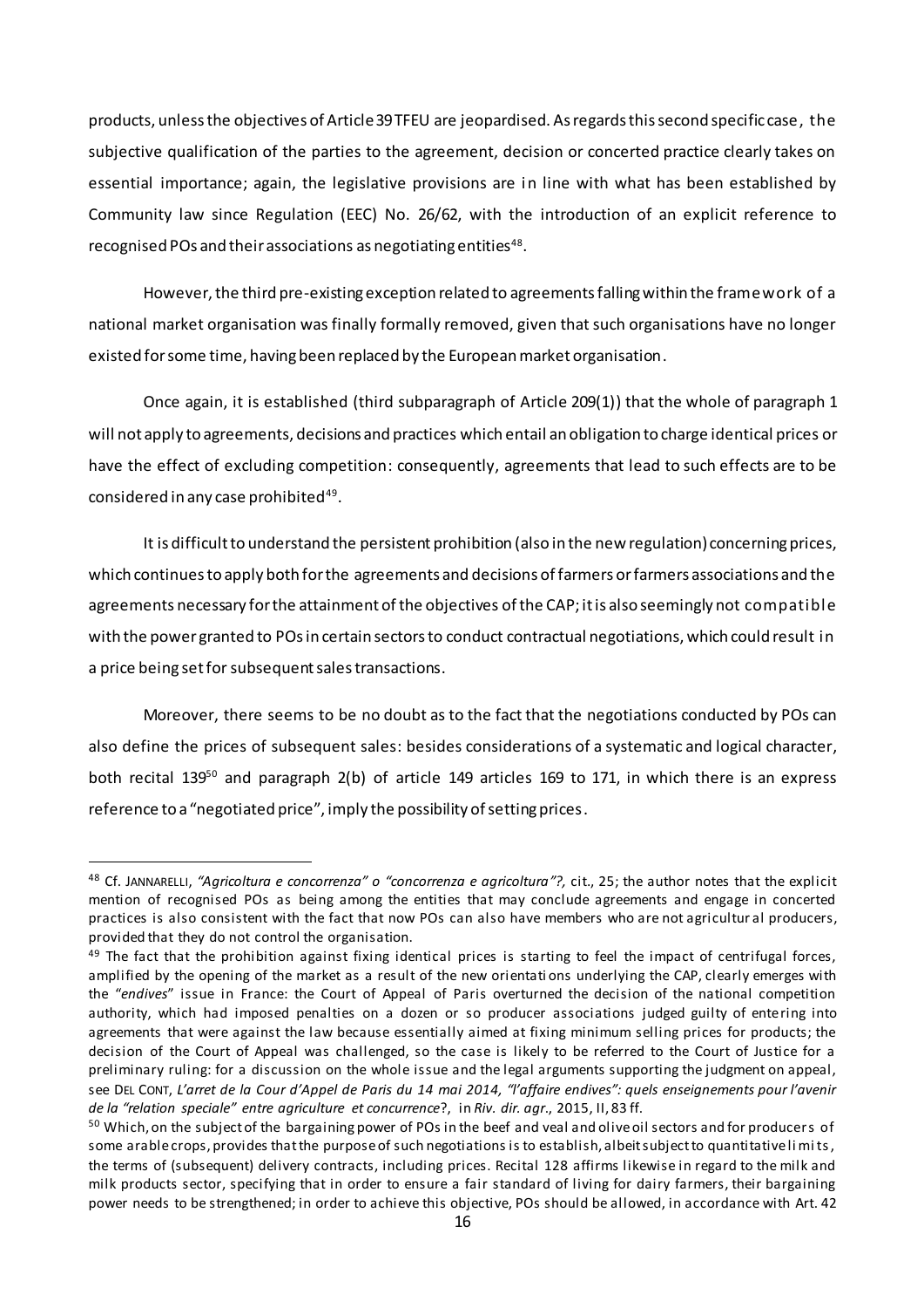products, unless the objectives of Article 39 TFEU are jeopardised. As regards this second specific case, the subjective qualification of the parties to the agreement, decision or concerted practice clearly takes on essential importance; again, the legislative provisions are in line with what has been established by Community law since Regulation (EEC) No. 26/62, with the introduction of an explicit reference to recognised POs and their associations as negotiating entities[48].

However, the third pre-existing exception related to agreements falling within the framework of a national market organisation was finally formally removed, given that such organisations have no longer existed for some time, having been replaced by the European market organisation.

Once again, it is established (third subparagraph of Article 209(1)) that the whole of paragraph 1 will not apply to agreements, decisions and practices which entail an obligation to charge identical prices or have the effect of excluding competition: consequently, agreements that lead to such effects are to be considered in any case prohibited[49].

It is difficult to understand the persistent prohibition (also in the new regulation) concerning prices, which continues to apply both for the agreements and decisions of farmers or farmers associations and the agreements necessary for the attainment of the objectives of the CAP; it is also seemingly not compatible with the power granted to POs in certain sectors to conduct contractual negotiations, which could result in a price being set for subsequent sales transactions.

Moreover, there seems to be no doubt as to the fact that the negotiations conducted by POs can also define the prices of subsequent sales: besides considerations of a systematic and logical character, both recital 139[50] and paragraph 2(b) of article 149 articles 169 to 171, in which there is an express reference to a "negotiated price", imply the possibility of setting prices.

---

[48] Cf. JANNARELLI, *"Agricoltura e concorrenza" o "concorrenza e agricoltura"?,* cit., 25; the author notes that the explicit mention of recognised POs as being among the entities that may conclude agreements and engage in concerted practices is also consistent with the fact that now POs can also have members who are not agricultural producers, provided that they do not control the organisation.

[49] The fact that the prohibition against fixing identical prices is starting to feel the impact of centrifugal forces, amplified by the opening of the market as a result of the new orientations underlying the CAP, clearly emerges with the "*endives*" issue in France: the Court of Appeal of Paris overturned the decision of the national competition authority, which had imposed penalties on a dozen or so producer associations judged guilty of entering into agreements that were against the law because essentially aimed at fixing minimum selling prices for products; the decision of the Court of Appeal was challenged, so the case is likely to be referred to the Court of Justice for a preliminary ruling: for a discussion on the whole issue and the legal arguments supporting the judgment on appeal, see DEL CONT, *L'arret de la Cour d'Appel de Paris du 14 mai 2014, "l'affaire endives": quels enseignements pour l'avenir de la "relation speciale" entre agriculture et concurrence*?, in *Riv. dir. agr.*, 2015, II, 83 ff.

[50] Which, on the subject of the bargaining power of POs in the beef and veal and olive oil sectors and for producers of some arable crops, provides that the purpose of such negotiations is to establish, albeit subject to quantitative limits, the terms of (subsequent) delivery contracts, including prices. Recital 128 affirms likewise in regard to the milk and milk products sector, specifying that in order to ensure a fair standard of living for dairy farmers, their bargaining power needs to be strengthened; in order to achieve this objective, POs should be allowed, in accordance with Art. 42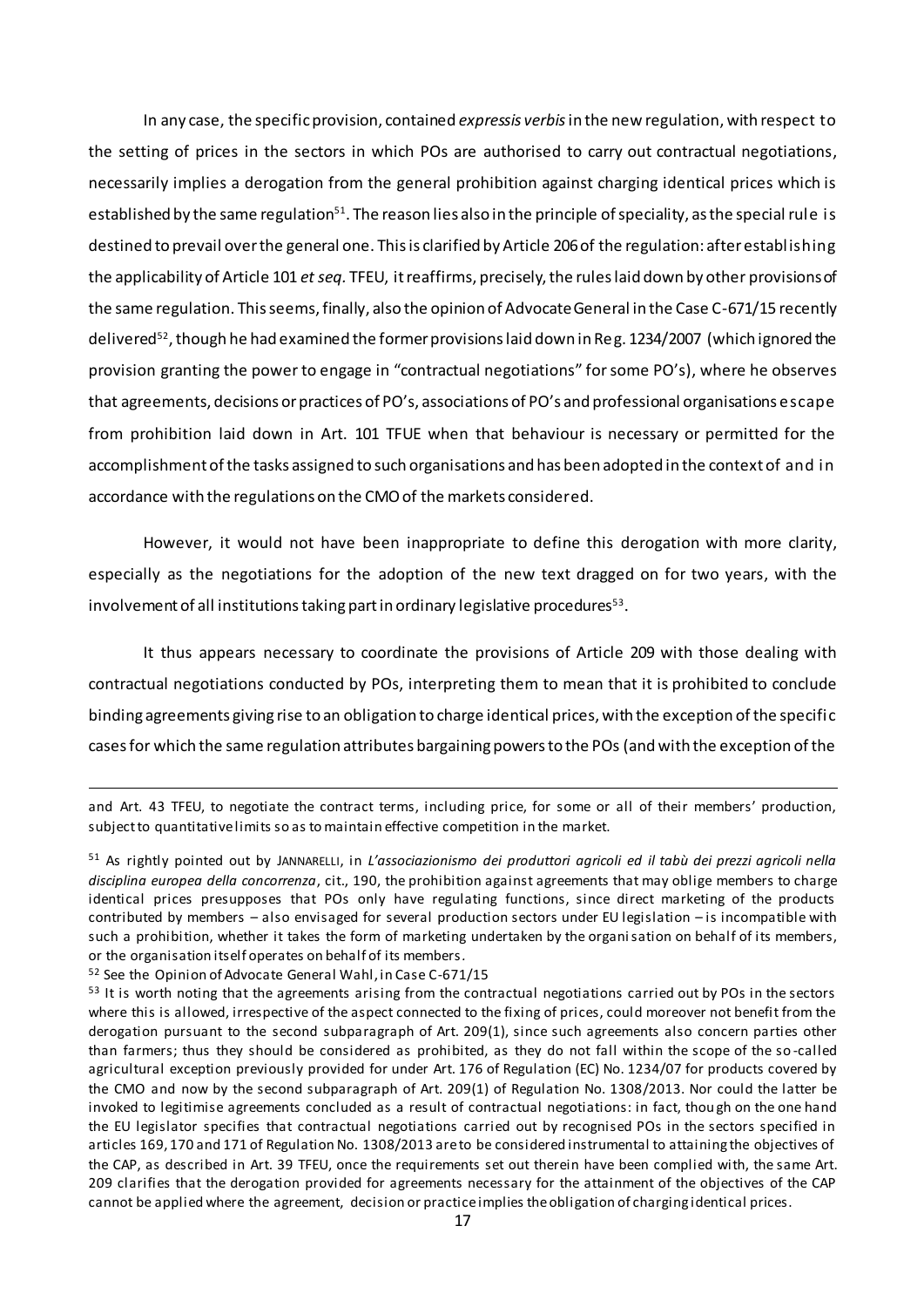In any case, the specific provision, contained *expressis verbis* in the new regulation, with respect to the setting of prices in the sectors in which POs are authorised to carry out contractual negotiations, necessarily implies a derogation from the general prohibition against charging identical prices which is established by the same regulation[51]. The reason lies also in the principle of speciality, as the special rule is destined to prevail over the general one. This is clarified by Article 206 of the regulation: after establishing the applicability of Article 101 *et seq*. TFEU, it reaffirms, precisely, the rules laid down by other provisions of the same regulation. This seems, finally, also the opinion of Advocate General in the Case C-671/15 recently delivered[52], though he had examined the former provisions laid down in Reg. 1234/2007 (which ignored the provision granting the power to engage in "contractual negotiations" for some PO's), where he observes that agreements, decisions or practices of PO's, associations of PO's and professional organisations escape from prohibition laid down in Art. 101 TFUE when that behaviour is necessary or permitted for the accomplishment of the tasks assigned to such organisations and has been adopted in the context of and in accordance with the regulations on the CMO of the markets considered.

However, it would not have been inappropriate to define this derogation with more clarity, especially as the negotiations for the adoption of the new text dragged on for two years, with the involvement of all institutions taking part in ordinary legislative procedures[53].

It thus appears necessary to coordinate the provisions of Article 209 with those dealing with contractual negotiations conducted by POs, interpreting them to mean that it is prohibited to conclude binding agreements giving rise to an obligation to charge identical prices, with the exception of the specific cases for which the same regulation attributes bargaining powers to the POs (and with the exception of the

---

and Art. 43 TFEU, to negotiate the contract terms, including price, for some or all of their members' production, subject to quantitative limits so as to maintain effective competition in the market.

[51] As rightly pointed out by JANNARELLI, in *L'associazionismo dei produttori agricoli ed il tabù dei prezzi agricoli nella disciplina europea della concorrenza*, cit., 190, the prohibition against agreements that may oblige members to charge identical prices presupposes that POs only have regulating functions, since direct marketing of the products contributed by members – also envisaged for several production sectors under EU legislation – is incompatible with such a prohibition, whether it takes the form of marketing undertaken by the organisation on behalf of its members, or the organisation itself operates on behalf of its members.

[52] See the Opinion of Advocate General Wahl, in Case C-671/15

[53] It is worth noting that the agreements arising from the contractual negotiations carried out by POs in the sectors where this is allowed, irrespective of the aspect connected to the fixing of prices, could moreover not benefit from the derogation pursuant to the second subparagraph of Art. 209(1), since such agreements also concern parties other than farmers; thus they should be considered as prohibited, as they do not fall within the scope of the so-called agricultural exception previously provided for under Art. 176 of Regulation (EC) No. 1234/07 for products covered by the CMO and now by the second subparagraph of Art. 209(1) of Regulation No. 1308/2013. Nor could the latter be invoked to legitimise agreements concluded as a result of contractual negotiations: in fact, though on the one hand the EU legislator specifies that contractual negotiations carried out by recognised POs in the sectors specified in articles 169, 170 and 171 of Regulation No. 1308/2013 are to be considered instrumental to attaining the objectives of the CAP, as described in Art. 39 TFEU, once the requirements set out therein have been complied with, the same Art. 209 clarifies that the derogation provided for agreements necessary for the attainment of the objectives of the CAP cannot be applied where the agreement, decision or practice implies the obligation of charging identical prices.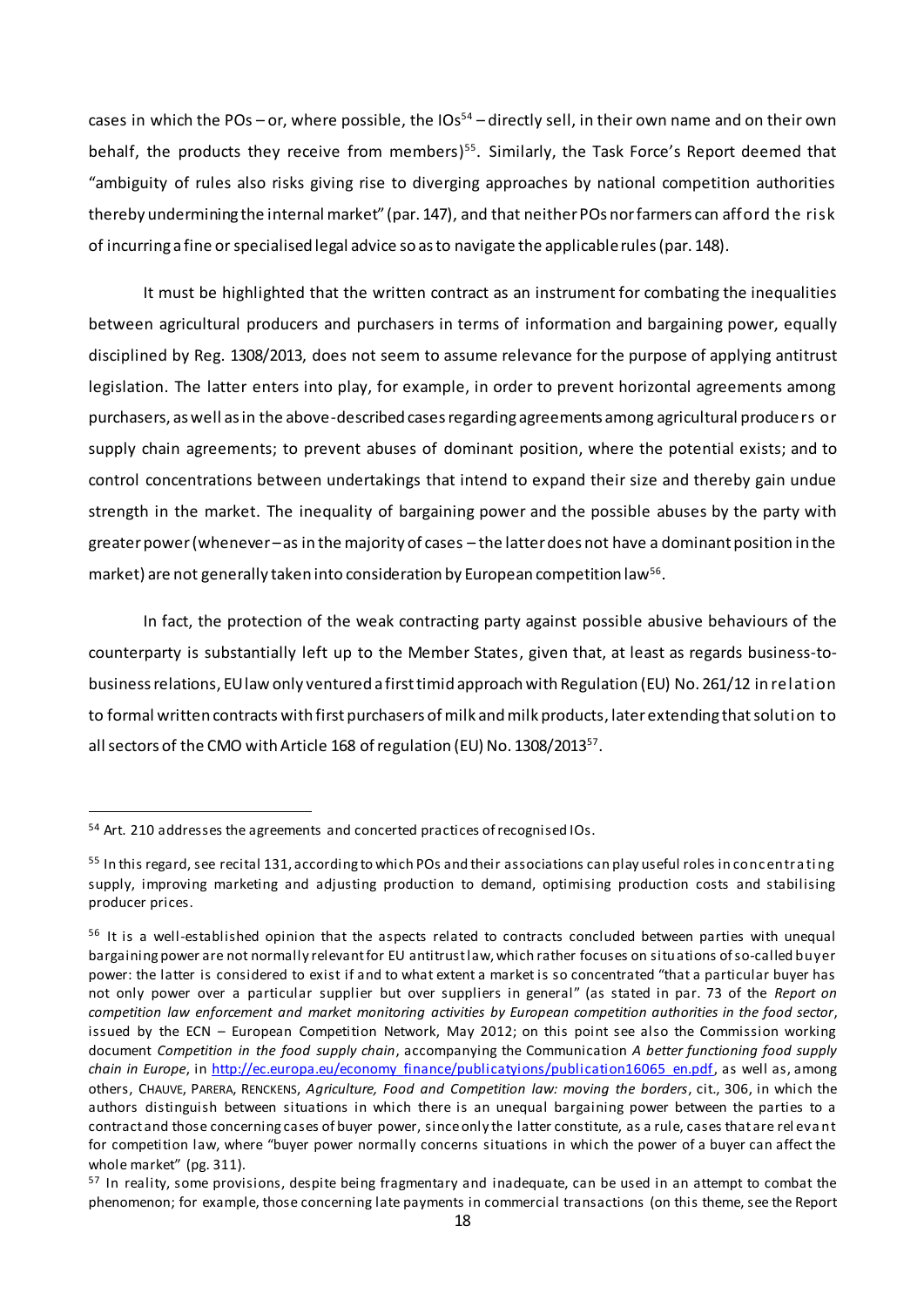cases in which the POs – or, where possible, the IOs[54] – directly sell, in their own name and on their own behalf, the products they receive from members)[55]. Similarly, the Task Force's Report deemed that "ambiguity of rules also risks giving rise to diverging approaches by national competition authorities thereby undermining the internal market" (par. 147), and that neither POs nor farmers can afford the risk of incurring a fine or specialised legal advice so as to navigate the applicable rules (par. 148).

It must be highlighted that the written contract as an instrument for combating the inequalities between agricultural producers and purchasers in terms of information and bargaining power, equally disciplined by Reg. 1308/2013, does not seem to assume relevance for the purpose of applying antitrust legislation. The latter enters into play, for example, in order to prevent horizontal agreements among purchasers, as well as in the above-described cases regarding agreements among agricultural producers or supply chain agreements; to prevent abuses of dominant position, where the potential exists; and to control concentrations between undertakings that intend to expand their size and thereby gain undue strength in the market. The inequality of bargaining power and the possible abuses by the party with greater power (whenever – as in the majority of cases – the latter does not have a dominant position in the market) are not generally taken into consideration by European competition law[56].

In fact, the protection of the weak contracting party against possible abusive behaviours of the counterparty is substantially left up to the Member States, given that, at least as regards business-to-business relations, EU law only ventured a first timid approach with Regulation (EU) No. 261/12 in relation to formal written contracts with first purchasers of milk and milk products, later extending that solution to all sectors of the CMO with Article 168 of regulation (EU) No. 1308/2013[57].

---

[54] Art. 210 addresses the agreements and concerted practices of recognised IOs.

[55] In this regard, see recital 131, according to which POs and their associations can play useful roles in concentrating supply, improving marketing and adjusting production to demand, optimising production costs and stabilising producer prices.

[56] It is a well-established opinion that the aspects related to contracts concluded between parties with unequal bargaining power are not normally relevant for EU antitrust law, which rather focuses on situations of so-called buyer power: the latter is considered to exist if and to what extent a market is so concentrated "that a particular buyer has not only power over a particular supplier but over suppliers in general" (as stated in par. 73 of the *Report on competition law enforcement and market monitoring activities by European competition authorities in the food sector*, issued by the ECN – European Competition Network, May 2012; on this point see also the Commission working document *Competition in the food supply chain*, accompanying the Communication *A better functioning food supply chain in Europe*, in http://ec.europa.eu/economy_finance/publicatyions/publication16065_en.pdf, as well as, among others, CHAUVE, PARERA, RENCKENS, *Agriculture, Food and Competition law: moving the borders*, cit., 306, in which the authors distinguish between situations in which there is an unequal bargaining power between the parties to a contract and those concerning cases of buyer power, since only the latter constitute, as a rule, cases that are relevant for competition law, where "buyer power normally concerns situations in which the power of a buyer can affect the whole market" (pg. 311).

[57] In reality, some provisions, despite being fragmentary and inadequate, can be used in an attempt to combat the phenomenon; for example, those concerning late payments in commercial transactions (on this theme, see the Report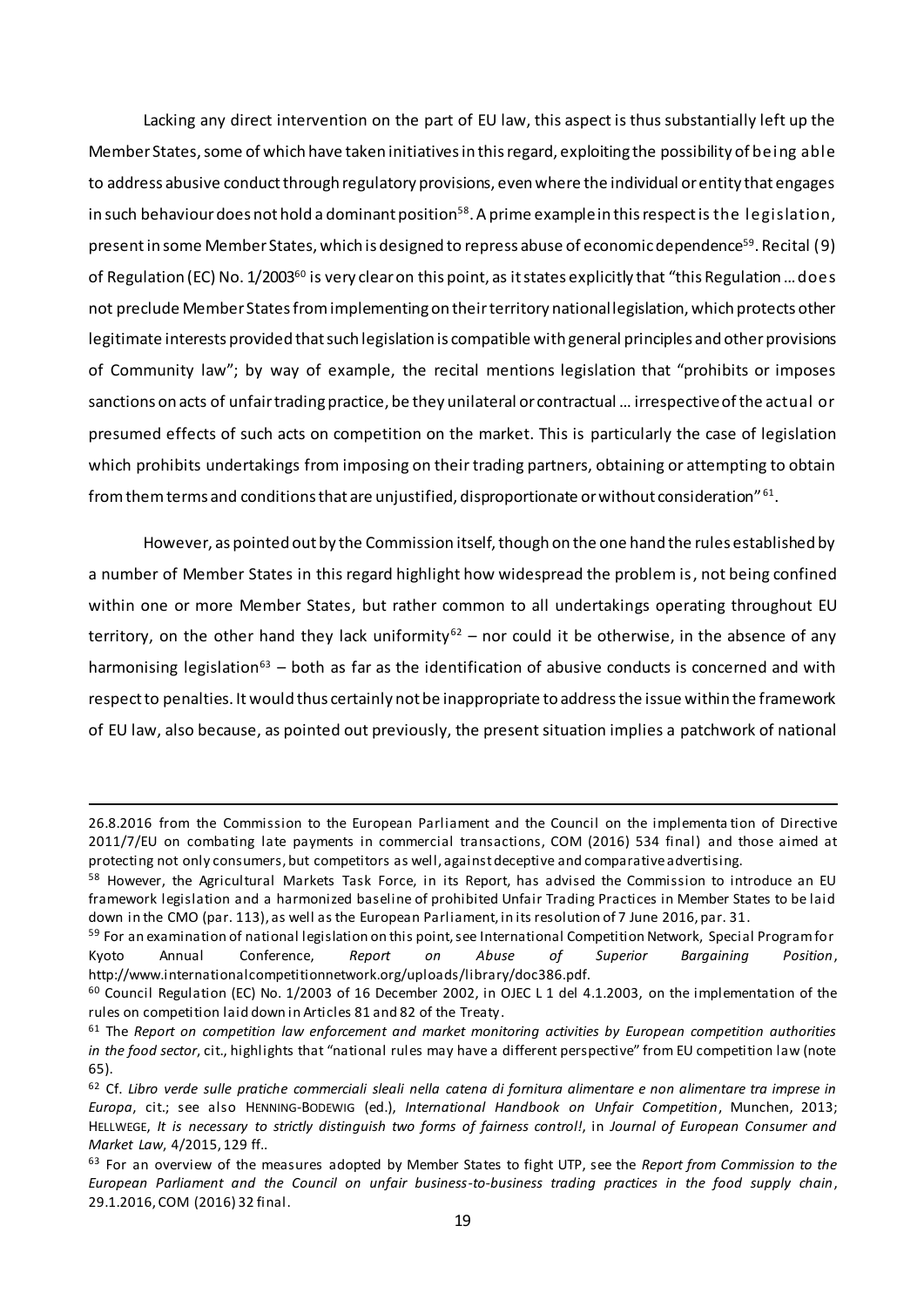Lacking any direct intervention on the part of EU law, this aspect is thus substantially left up the Member States, some of which have taken initiatives in this regard, exploiting the possibility of being able to address abusive conduct through regulatory provisions, even where the individual or entity that engages in such behaviour does not hold a dominant position[58]. A prime example in this respect is the legislation, present in some Member States, which is designed to repress abuse of economic dependence[59]. Recital (9) of Regulation (EC) No. 1/2003[60] is very clear on this point, as it states explicitly that "this Regulation ... does not preclude Member States from implementing on their territory national legislation, which protects other legitimate interests provided that such legislation is compatible with general principles and other provisions of Community law"; by way of example, the recital mentions legislation that "prohibits or imposes sanctions on acts of unfair trading practice, be they unilateral or contractual ... irrespective of the actual or presumed effects of such acts on competition on the market. This is particularly the case of legislation which prohibits undertakings from imposing on their trading partners, obtaining or attempting to obtain from them terms and conditions that are unjustified, disproportionate or without consideration"[61].

However, as pointed out by the Commission itself, though on the one hand the rules established by a number of Member States in this regard highlight how widespread the problem is, not being confined within one or more Member States, but rather common to all undertakings operating throughout EU territory, on the other hand they lack uniformity[62] – nor could it be otherwise, in the absence of any harmonising legislation[63] – both as far as the identification of abusive conducts is concerned and with respect to penalties. It would thus certainly not be inappropriate to address the issue within the framework of EU law, also because, as pointed out previously, the present situation implies a patchwork of national

---

26.8.2016 from the Commission to the European Parliament and the Council on the implementation of Directive 2011/7/EU on combating late payments in commercial transactions, COM (2016) 534 final) and those aimed at protecting not only consumers, but competitors as well, against deceptive and comparative advertising.

[58] However, the Agricultural Markets Task Force, in its Report, has advised the Commission to introduce an EU framework legislation and a harmonized baseline of prohibited Unfair Trading Practices in Member States to be laid down in the CMO (par. 113), as well as the European Parliament, in its resolution of 7 June 2016, par. 31.

[59] For an examination of national legislation on this point, see International Competition Network, Special Program for Kyoto Annual Conference, *Report on Abuse of Superior Bargaining Position*, http://www.internationalcompetitionnetwork.org/uploads/library/doc386.pdf.

[60] Council Regulation (EC) No. 1/2003 of 16 December 2002, in OJEC L 1 del 4.1.2003, on the implementation of the rules on competition laid down in Articles 81 and 82 of the Treaty.

[61] The *Report on competition law enforcement and market monitoring activities by European competition authorities in the food sector*, cit., highlights that "national rules may have a different perspective" from EU competition law (note 65).

[62] Cf. *Libro verde sulle pratiche commerciali sleali nella catena di fornitura alimentare e non alimentare tra imprese in Europa*, cit.; see also HENNING-BODEWIG (ed.), *International Handbook on Unfair Competition*, Munchen, 2013; HELLWEGE, *It is necessary to strictly distinguish two forms of fairness control!*, in *Journal of European Consumer and Market Law*, 4/2015, 129 ff..

[63] For an overview of the measures adopted by Member States to fight UTP, see the *Report from Commission to the European Parliament and the Council on unfair business-to-business trading practices in the food supply chain*, 29.1.2016, COM (2016) 32 final.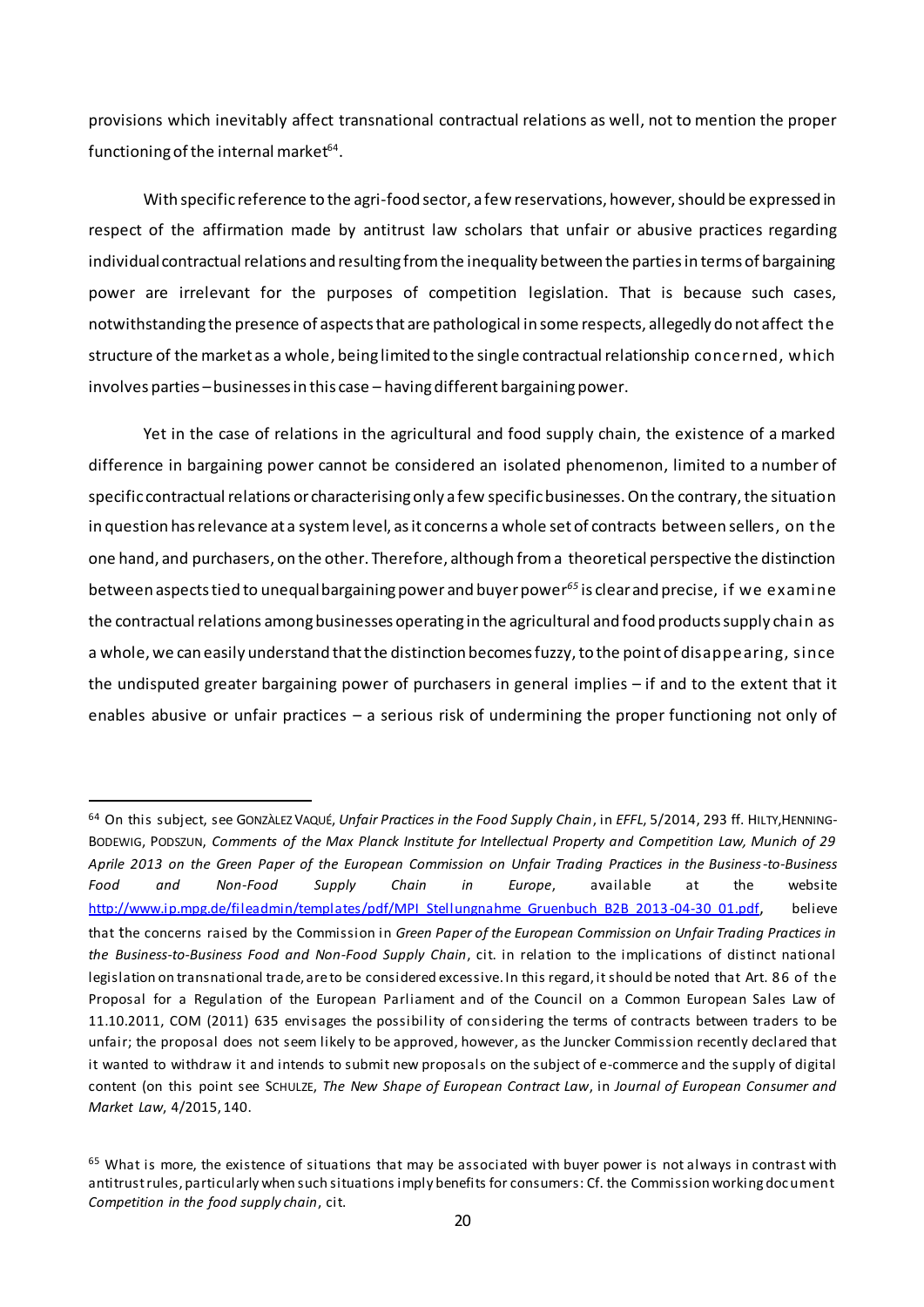provisions which inevitably affect transnational contractual relations as well, not to mention the proper functioning of the internal market[64].

With specific reference to the agri-food sector, a few reservations, however, should be expressed in respect of the affirmation made by antitrust law scholars that unfair or abusive practices regarding individual contractual relations and resulting from the inequality between the parties in terms of bargaining power are irrelevant for the purposes of competition legislation. That is because such cases, notwithstanding the presence of aspects that are pathological in some respects, allegedly do not affect the structure of the market as a whole, being limited to the single contractual relationship concerned, which involves parties – businesses in this case – having different bargaining power.

Yet in the case of relations in the agricultural and food supply chain, the existence of a marked difference in bargaining power cannot be considered an isolated phenomenon, limited to a number of specific contractual relations or characterising only a few specific businesses. On the contrary, the situation in question has relevance at a system level, as it concerns a whole set of contracts between sellers, on the one hand, and purchasers, on the other. Therefore, although from a theoretical perspective the distinction between aspects tied to unequal bargaining power and buyer power[65] is clear and precise, if we examine the contractual relations among businesses operating in the agricultural and food products supply chain as a whole, we can easily understand that the distinction becomes fuzzy, to the point of disappearing, since the undisputed greater bargaining power of purchasers in general implies – if and to the extent that it enables abusive or unfair practices – a serious risk of undermining the proper functioning not only of

---

[64] On this subject, see GONZÀLEZ VAQUÉ, *Unfair Practices in the Food Supply Chain*, in *EFFL*, 5/2014, 293 ff. HILTY, HENNING-BODEWIG, PODSZUN, *Comments of the Max Planck Institute for Intellectual Property and Competition Law, Munich of 29 Aprile 2013 on the Green Paper of the European Commission on Unfair Trading Practices in the Business-to-Business Food and Non-Food Supply Chain in Europe*, available at the website http://www.ip.mpg.de/fileadmin/templates/pdf/MPI_Stellungnahme_Gruenbuch_B2B_2013-04-30_01.pdf, believe that the concerns raised by the Commission in *Green Paper of the European Commission on Unfair Trading Practices in the Business-to-Business Food and Non-Food Supply Chain*, cit. in relation to the implications of distinct national legislation on transnational trade, are to be considered excessive. In this regard, it should be noted that Art. 86 of the Proposal for a Regulation of the European Parliament and of the Council on a Common European Sales Law of 11.10.2011, COM (2011) 635 envisages the possibility of considering the terms of contracts between traders to be unfair; the proposal does not seem likely to be approved, however, as the Juncker Commission recently declared that it wanted to withdraw it and intends to submit new proposals on the subject of e-commerce and the supply of digital content (on this point see SCHULZE, *The New Shape of European Contract Law*, in *Journal of European Consumer and Market Law*, 4/2015, 140.

[65] What is more, the existence of situations that may be associated with buyer power is not always in contrast with antitrust rules, particularly when such situations imply benefits for consumers: Cf. the Commission working document *Competition in the food supply chain*, cit.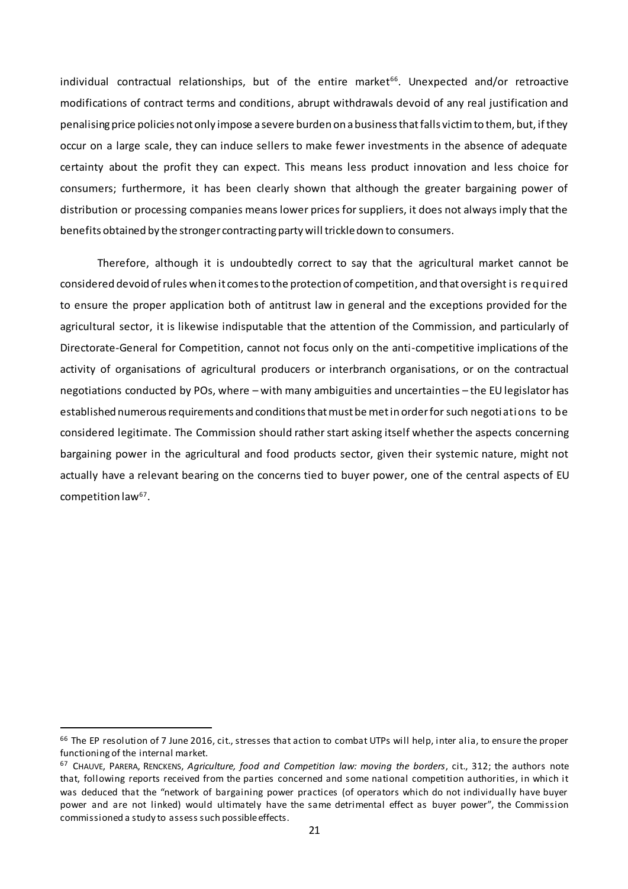individual contractual relationships, but of the entire market[66]. Unexpected and/or retroactive modifications of contract terms and conditions, abrupt withdrawals devoid of any real justification and penalising price policies not only impose a severe burden on a business that falls victim to them, but, if they occur on a large scale, they can induce sellers to make fewer investments in the absence of adequate certainty about the profit they can expect. This means less product innovation and less choice for consumers; furthermore, it has been clearly shown that although the greater bargaining power of distribution or processing companies means lower prices for suppliers, it does not always imply that the benefits obtained by the stronger contracting party will trickle down to consumers.

Therefore, although it is undoubtedly correct to say that the agricultural market cannot be considered devoid of rules when it comes to the protection of competition, and that oversight is required to ensure the proper application both of antitrust law in general and the exceptions provided for the agricultural sector, it is likewise indisputable that the attention of the Commission, and particularly of Directorate-General for Competition, cannot not focus only on the anti-competitive implications of the activity of organisations of agricultural producers or interbranch organisations, or on the contractual negotiations conducted by POs, where – with many ambiguities and uncertainties – the EU legislator has established numerous requirements and conditions that must be met in order for such negotiations to be considered legitimate. The Commission should rather start asking itself whether the aspects concerning bargaining power in the agricultural and food products sector, given their systemic nature, might not actually have a relevant bearing on the concerns tied to buyer power, one of the central aspects of EU competition law[67].

---

[66] The EP resolution of 7 June 2016, cit., stresses that action to combat UTPs will help, inter alia, to ensure the proper functioning of the internal market.

[67] CHAUVE, PARERA, RENCKENS, *Agriculture, food and Competition law: moving the borders*, cit., 312; the authors note that, following reports received from the parties concerned and some national competition authorities, in which it was deduced that the "network of bargaining power practices (of operators which do not individually have buyer power and are not linked) would ultimately have the same detrimental effect as buyer power", the Commission commissioned a study to assess such possible effects.